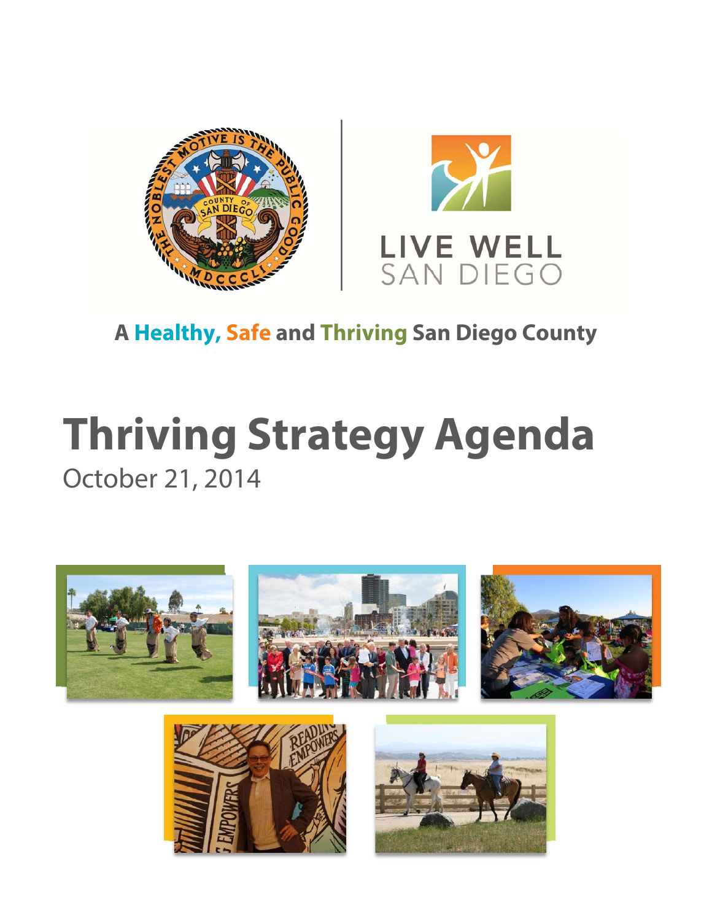A Healthy, Safe and Thriving San Diego County

# Thriving Strategy Agenda

October 21, 2014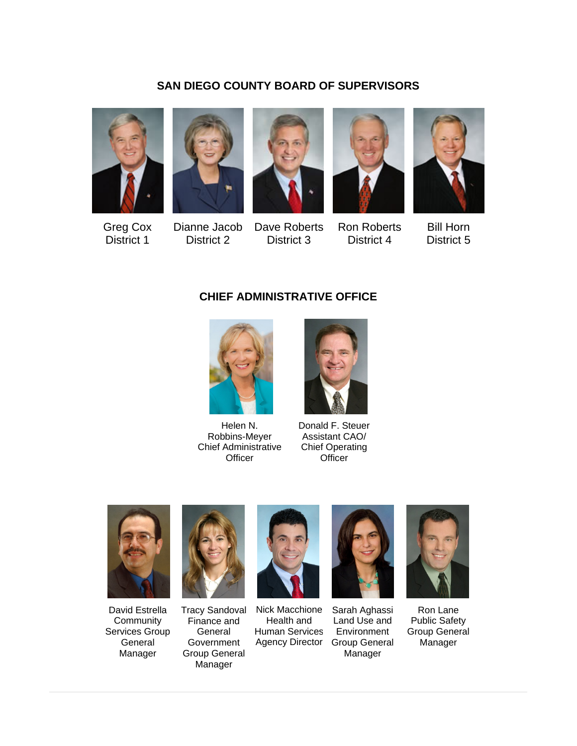## SAN DIEGO COUNTY BOARD OF SUPERVISORS

Greg Cox
District 1

Dianne Jacob
District 2

Dave Roberts
District 3

Ron Roberts
District 4

Bill Horn
District 5

## CHIEF ADMINISTRATIVE OFFICE

Helen N. Robbins-Meyer
Chief Administrative Officer

Donald F. Steuer
Assistant CAO/
Chief Operating Officer

David Estrella
Community Services Group General Manager

Tracy Sandoval
Finance and General Government Group General Manager

Nick Macchione
Health and Human Services Agency Director

Sarah Aghassi
Land Use and Environment Group General Manager

Ron Lane
Public Safety Group General Manager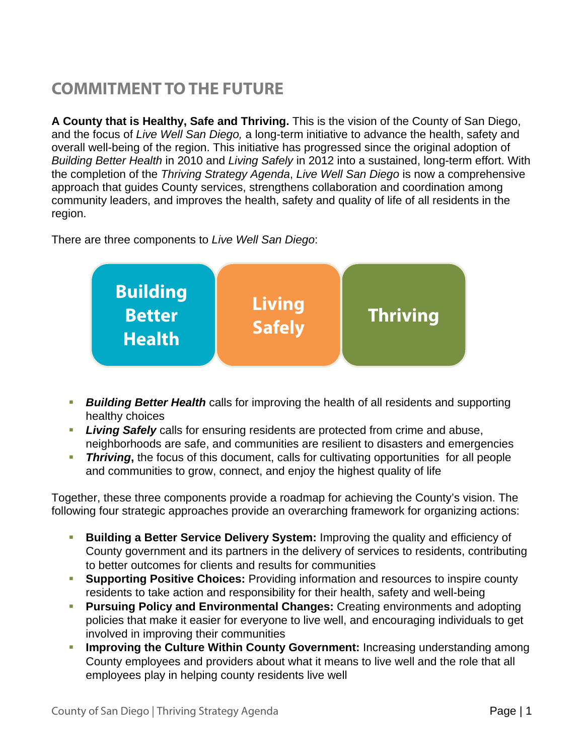# COMMITMENT TO THE FUTURE

**A County that is Healthy, Safe and Thriving.** This is the vision of the County of San Diego, and the focus of *Live Well San Diego,* a long-term initiative to advance the health, safety and overall well-being of the region. This initiative has progressed since the original adoption of *Building Better Health* in 2010 and *Living Safely* in 2012 into a sustained, long-term effort. With the completion of the *Thriving Strategy Agenda*, *Live Well San Diego* is now a comprehensive approach that guides County services, strengthens collaboration and coordination among community leaders, and improves the health, safety and quality of life of all residents in the region.

There are three components to *Live Well San Diego*:

Building Better Health | Living Safely | Thriving

- ***Building Better Health*** calls for improving the health of all residents and supporting healthy choices
- ***Living Safely*** calls for ensuring residents are protected from crime and abuse, neighborhoods are safe, and communities are resilient to disasters and emergencies
- ***Thriving*****,** the focus of this document, calls for cultivating opportunities for all people and communities to grow, connect, and enjoy the highest quality of life

Together, these three components provide a roadmap for achieving the County's vision. The following four strategic approaches provide an overarching framework for organizing actions:

- **Building a Better Service Delivery System:** Improving the quality and efficiency of County government and its partners in the delivery of services to residents, contributing to better outcomes for clients and results for communities
- **Supporting Positive Choices:** Providing information and resources to inspire county residents to take action and responsibility for their health, safety and well-being
- **Pursuing Policy and Environmental Changes:** Creating environments and adopting policies that make it easier for everyone to live well, and encouraging individuals to get involved in improving their communities
- **Improving the Culture Within County Government:** Increasing understanding among County employees and providers about what it means to live well and the role that all employees play in helping county residents live well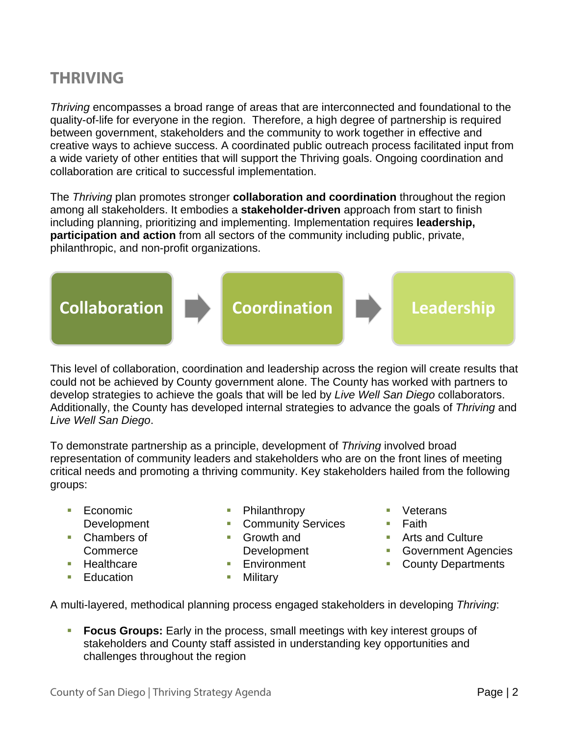## THRIVING

*Thriving* encompasses a broad range of areas that are interconnected and foundational to the quality-of-life for everyone in the region. Therefore, a high degree of partnership is required between government, stakeholders and the community to work together in effective and creative ways to achieve success. A coordinated public outreach process facilitated input from a wide variety of other entities that will support the Thriving goals. Ongoing coordination and collaboration are critical to successful implementation.

The *Thriving* plan promotes stronger **collaboration and coordination** throughout the region among all stakeholders. It embodies a **stakeholder-driven** approach from start to finish including planning, prioritizing and implementing. Implementation requires **leadership, participation and action** from all sectors of the community including public, private, philanthropic, and non-profit organizations.

Collaboration → Coordination → Leadership

This level of collaboration, coordination and leadership across the region will create results that could not be achieved by County government alone. The County has worked with partners to develop strategies to achieve the goals that will be led by *Live Well San Diego* collaborators. Additionally, the County has developed internal strategies to advance the goals of *Thriving* and *Live Well San Diego*.

To demonstrate partnership as a principle, development of *Thriving* involved broad representation of community leaders and stakeholders who are on the front lines of meeting critical needs and promoting a thriving community. Key stakeholders hailed from the following groups:

- Economic Development
- Chambers of Commerce
- Healthcare
- Education
- Philanthropy
- Community Services
- Growth and Development
- Environment
- Military
- Veterans
- Faith
- Arts and Culture
- Government Agencies
- County Departments

A multi-layered, methodical planning process engaged stakeholders in developing *Thriving*:

- **Focus Groups:** Early in the process, small meetings with key interest groups of stakeholders and County staff assisted in understanding key opportunities and challenges throughout the region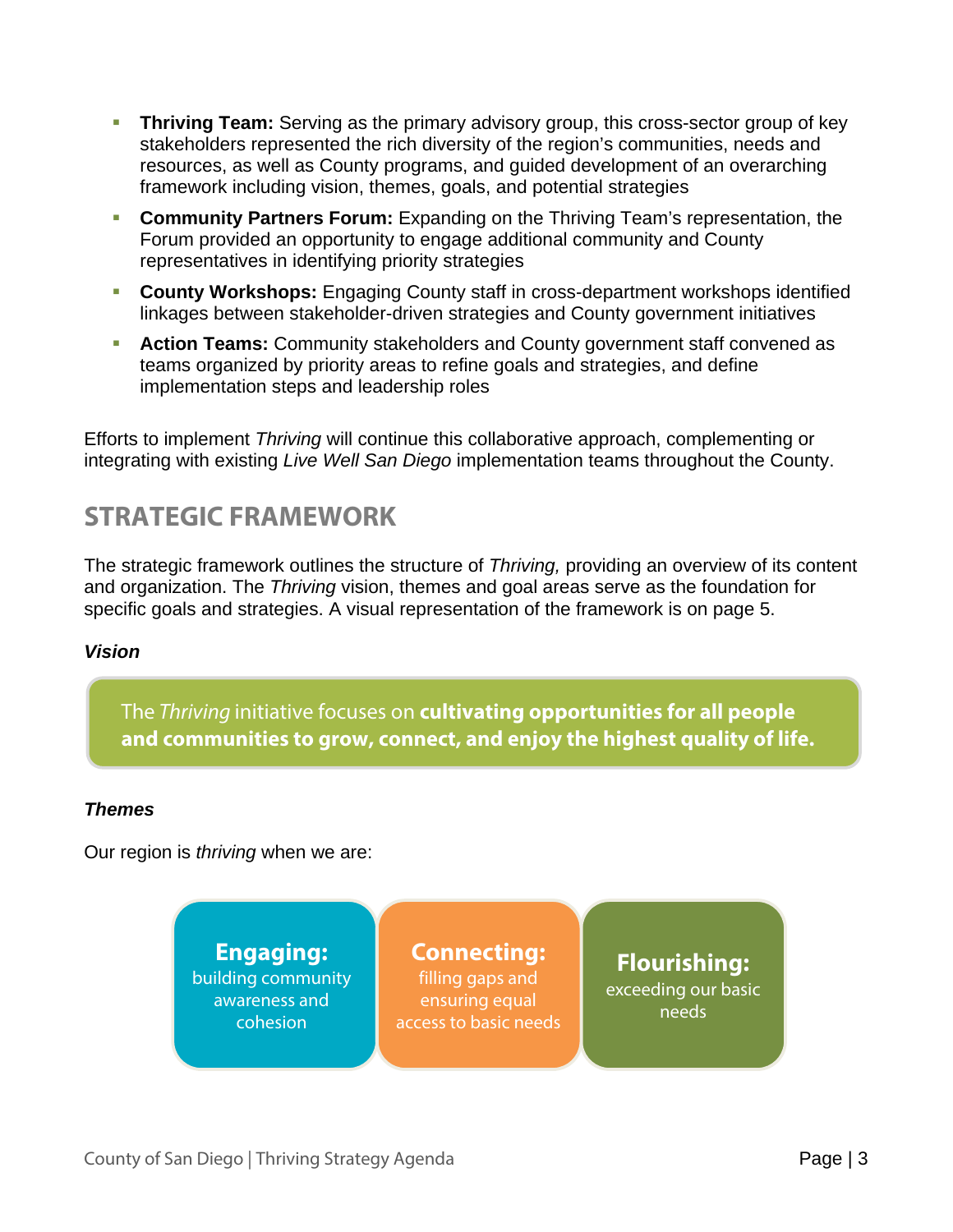- **Thriving Team:** Serving as the primary advisory group, this cross-sector group of key stakeholders represented the rich diversity of the region's communities, needs and resources, as well as County programs, and guided development of an overarching framework including vision, themes, goals, and potential strategies
- **Community Partners Forum:** Expanding on the Thriving Team's representation, the Forum provided an opportunity to engage additional community and County representatives in identifying priority strategies
- **County Workshops:** Engaging County staff in cross-department workshops identified linkages between stakeholder-driven strategies and County government initiatives
- **Action Teams:** Community stakeholders and County government staff convened as teams organized by priority areas to refine goals and strategies, and define implementation steps and leadership roles

Efforts to implement *Thriving* will continue this collaborative approach, complementing or integrating with existing *Live Well San Diego* implementation teams throughout the County.

## STRATEGIC FRAMEWORK

The strategic framework outlines the structure of *Thriving,* providing an overview of its content and organization. The *Thriving* vision, themes and goal areas serve as the foundation for specific goals and strategies. A visual representation of the framework is on page 5.

***Vision***

The *Thriving* initiative focuses on **cultivating opportunities for all people and communities to grow, connect, and enjoy the highest quality of life.**

***Themes***

Our region is *thriving* when we are:

**Engaging:** building community awareness and cohesion

**Connecting:** filling gaps and ensuring equal access to basic needs

**Flourishing:** exceeding our basic needs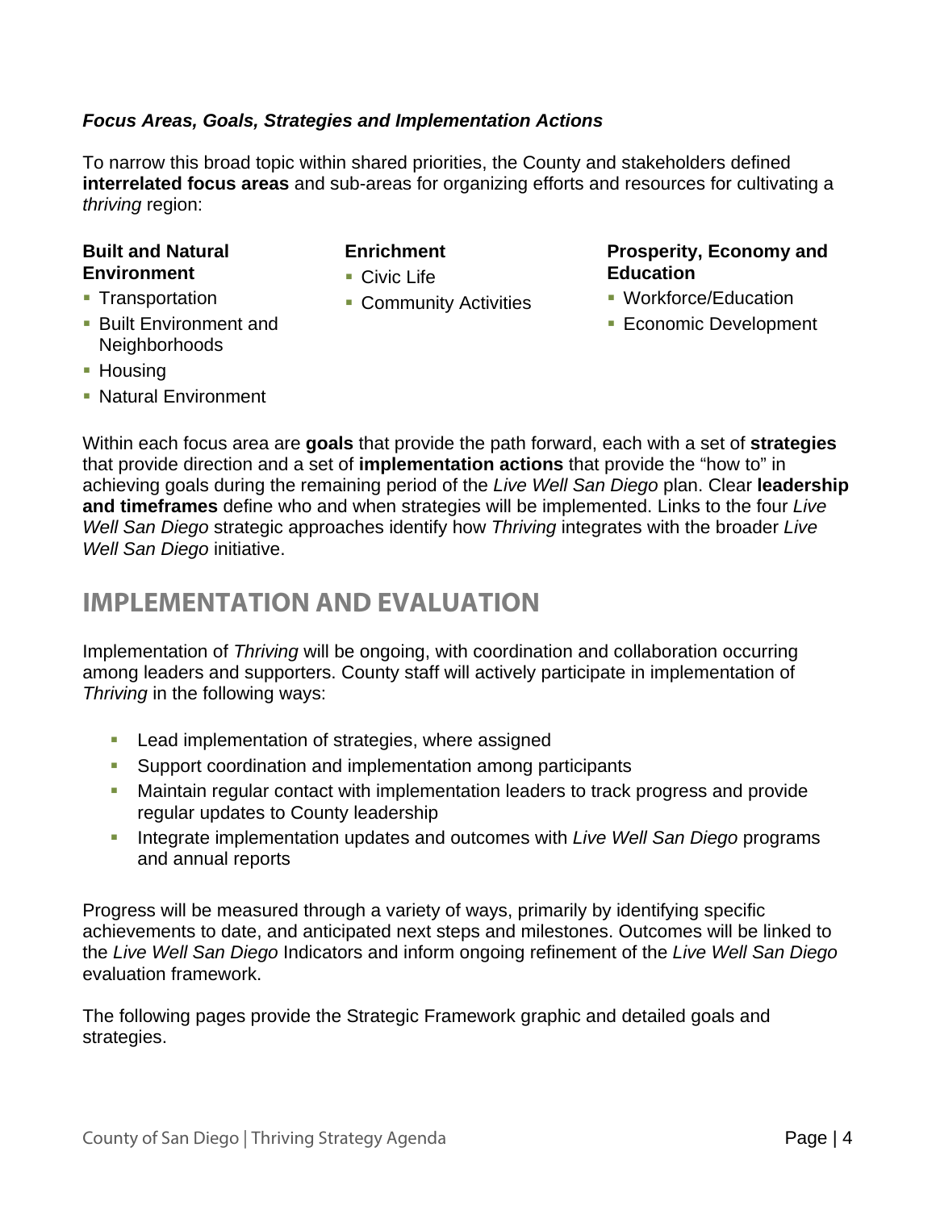***Focus Areas, Goals, Strategies and Implementation Actions***

To narrow this broad topic within shared priorities, the County and stakeholders defined **interrelated focus areas** and sub-areas for organizing efforts and resources for cultivating a *thriving* region:

**Built and Natural Environment**

- Transportation
- Built Environment and Neighborhoods
- Housing
- Natural Environment

**Enrichment**

- Civic Life
- Community Activities

**Prosperity, Economy and Education**

- Workforce/Education
- Economic Development

Within each focus area are **goals** that provide the path forward, each with a set of **strategies** that provide direction and a set of **implementation actions** that provide the "how to" in achieving goals during the remaining period of the *Live Well San Diego* plan. Clear **leadership and timeframes** define who and when strategies will be implemented. Links to the four *Live Well San Diego* strategic approaches identify how *Thriving* integrates with the broader *Live Well San Diego* initiative.

## IMPLEMENTATION AND EVALUATION

Implementation of *Thriving* will be ongoing, with coordination and collaboration occurring among leaders and supporters. County staff will actively participate in implementation of *Thriving* in the following ways:

- Lead implementation of strategies, where assigned
- Support coordination and implementation among participants
- Maintain regular contact with implementation leaders to track progress and provide regular updates to County leadership
- Integrate implementation updates and outcomes with *Live Well San Diego* programs and annual reports

Progress will be measured through a variety of ways, primarily by identifying specific achievements to date, and anticipated next steps and milestones. Outcomes will be linked to the *Live Well San Diego* Indicators and inform ongoing refinement of the *Live Well San Diego* evaluation framework.

The following pages provide the Strategic Framework graphic and detailed goals and strategies.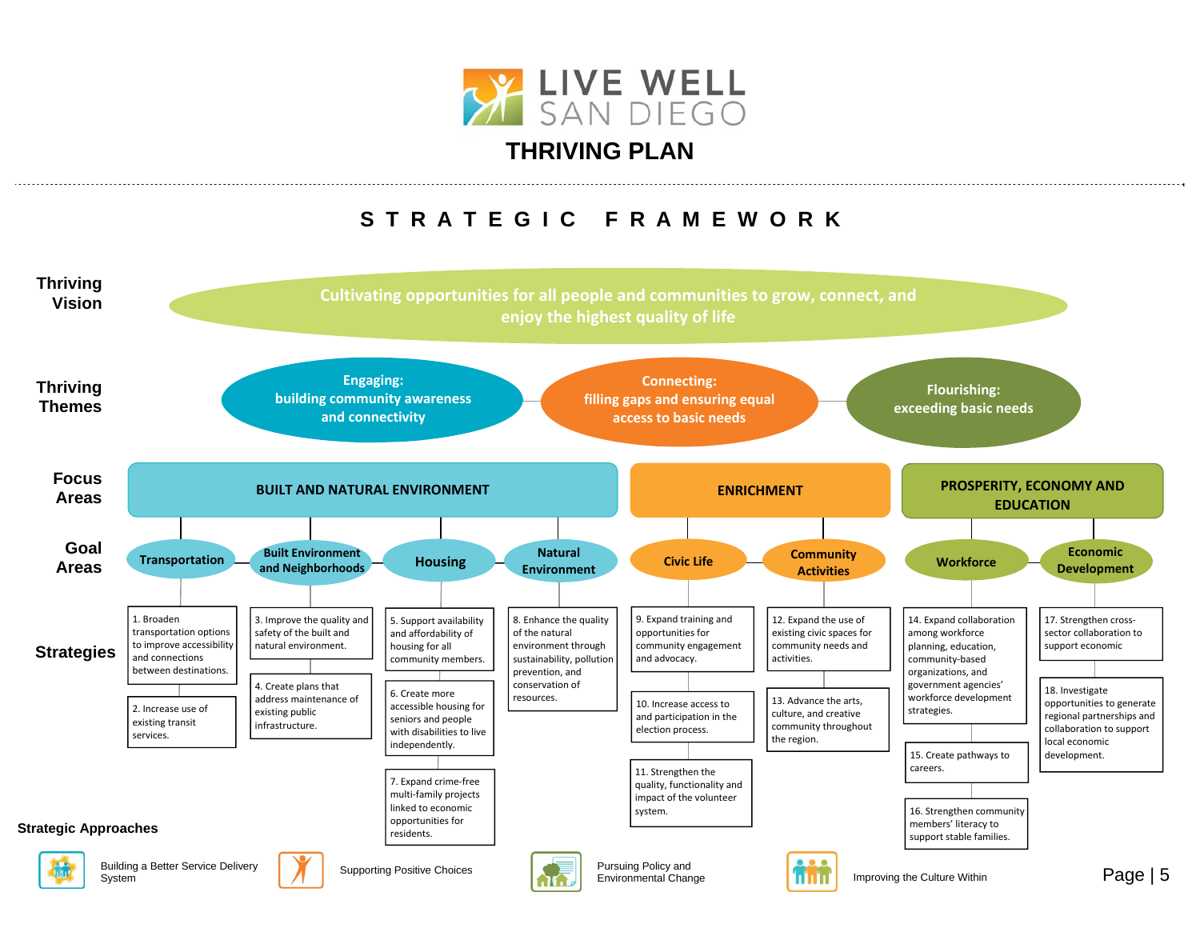# LIVE WELL SAN DIEGO

## THRIVING PLAN

## STRATEGIC FRAMEWORK

**Thriving Vision**

Cultivating opportunities for all people and communities to grow, connect, and enjoy the highest quality of life

**Thriving Themes**

- **Engaging:** building community awareness and connectivity
- **Connecting:** filling gaps and ensuring equal access to basic needs
- **Flourishing:** exceeding basic needs

**Focus Areas, Goal Areas, and Strategies**

### BUILT AND NATURAL ENVIRONMENT

**Transportation**

1. Broaden transportation options to improve accessibility and connections between destinations.
2. Increase use of existing transit services.

**Built Environment and Neighborhoods**

3. Improve the quality and safety of the built and natural environment.
4. Create plans that address maintenance of existing public infrastructure.

**Housing**

5. Support availability and affordability of housing for all community members.
6. Create more accessible housing for seniors and people with disabilities to live independently.
7. Expand crime-free multi-family projects linked to economic opportunities for residents.

**Natural Environment**

8. Enhance the quality of the natural environment through sustainability, pollution prevention, and conservation of resources.

### ENRICHMENT

**Civic Life**

9. Expand training and opportunities for community engagement and advocacy.
10. Increase access to and participation in the election process.
11. Strengthen the quality, functionality and impact of the volunteer system.

**Community Activities**

12. Expand the use of existing civic spaces for community needs and activities.
13. Advance the arts, culture, and creative community throughout the region.

### PROSPERITY, ECONOMY AND EDUCATION

**Workforce**

14. Expand collaboration among workforce planning, education, community-based organizations, and government agencies' workforce development strategies.
15. Create pathways to careers.
16. Strengthen community members' literacy to support stable families.

**Economic Development**

17. Strengthen cross-sector collaboration to support economic
18. Investigate opportunities to generate regional partnerships and collaboration to support local economic development.

**Strategic Approaches**

- Building a Better Service Delivery System
- Supporting Positive Choices
- Pursuing Policy and Environmental Change
- Improving the Culture Within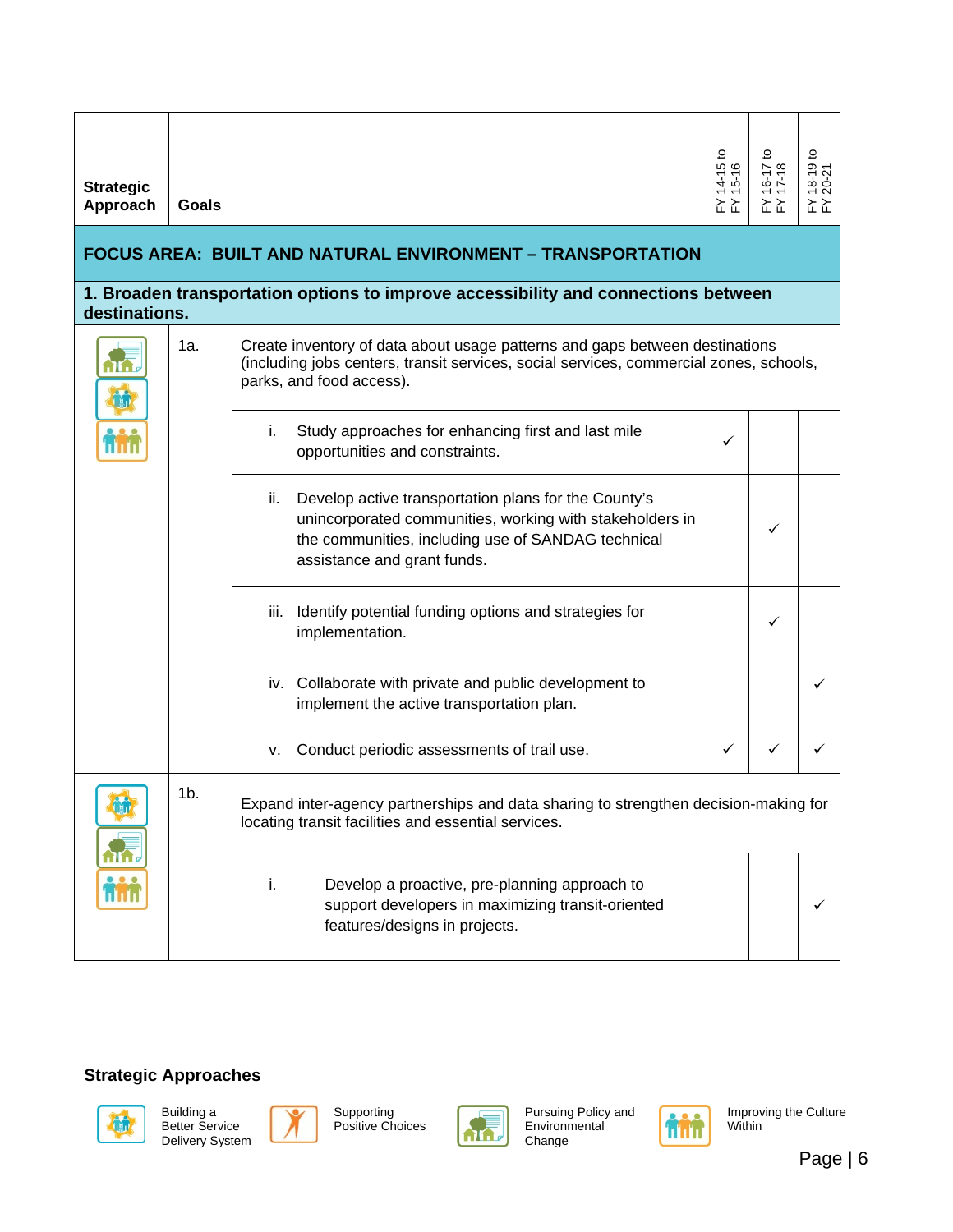| Strategic Approach | Goals | | FY 14-15 to FY 15-16 | FY 16-17 to FY 17-18 | FY 18-19 to FY 20-21 |
|---|---|---|---|---|---|
| **FOCUS AREA: BUILT AND NATURAL ENVIRONMENT – TRANSPORTATION** | | | | | |
| **1. Broaden transportation options to improve accessibility and connections between destinations.** | | | | | |
| | 1a. | Create inventory of data about usage patterns and gaps between destinations (including jobs centers, transit services, social services, commercial zones, schools, parks, and food access). | | | |
| | | i. Study approaches for enhancing first and last mile opportunities and constraints. | ✓ | | |
| | | ii. Develop active transportation plans for the County's unincorporated communities, working with stakeholders in the communities, including use of SANDAG technical assistance and grant funds. | | ✓ | |
| | | iii. Identify potential funding options and strategies for implementation. | | ✓ | |
| | | iv. Collaborate with private and public development to implement the active transportation plan. | | | ✓ |
| | | v. Conduct periodic assessments of trail use. | ✓ | ✓ | ✓ |
| | 1b. | Expand inter-agency partnerships and data sharing to strengthen decision-making for locating transit facilities and essential services. | | | |
| | | i. Develop a proactive, pre-planning approach to support developers in maximizing transit-oriented features/designs in projects. | | | ✓ |

**Strategic Approaches**

- Building a Better Service Delivery System
- Supporting Positive Choices
- Pursuing Policy and Environmental Change
- Improving the Culture Within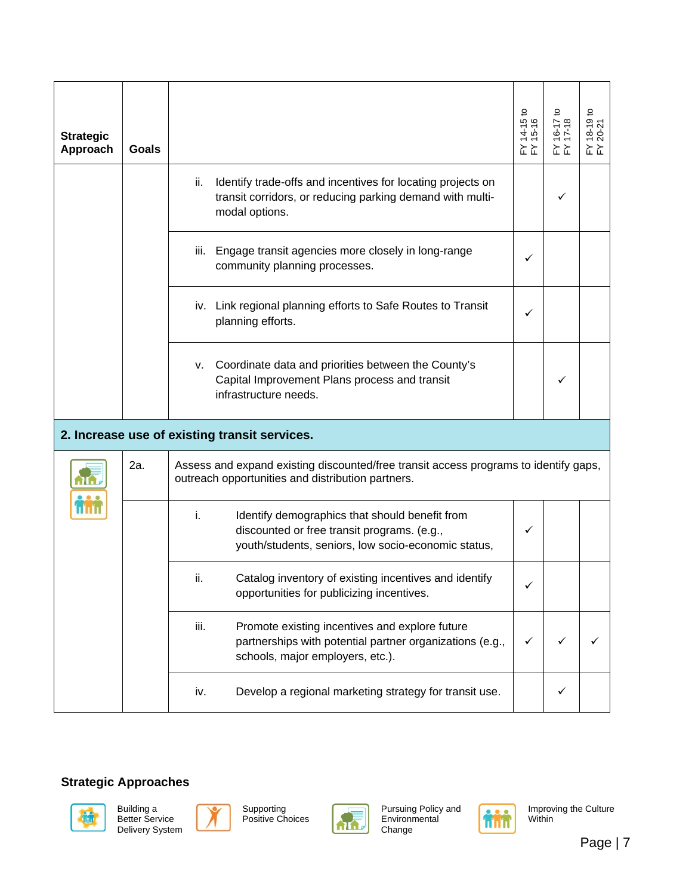| Strategic Approach | Goals | | FY 14-15 to FY 15-16 | FY 16-17 to FY 17-18 | FY 18-19 to FY 20-21 |
|---|---|---|---|---|---|
| | | ii. Identify trade-offs and incentives for locating projects on transit corridors, or reducing parking demand with multi-modal options. | | ✓ | |
| | | iii. Engage transit agencies more closely in long-range community planning processes. | ✓ | | |
| | | iv. Link regional planning efforts to Safe Routes to Transit planning efforts. | ✓ | | |
| | | v. Coordinate data and priorities between the County's Capital Improvement Plans process and transit infrastructure needs. | | ✓ | |
| **2. Increase use of existing transit services.** | | | | | |
| Pursuing Policy and Environmental Change; Improving the Culture Within | 2a. | Assess and expand existing discounted/free transit access programs to identify gaps, outreach opportunities and distribution partners. | | | |
| | | i. Identify demographics that should benefit from discounted or free transit programs. (e.g., youth/students, seniors, low socio-economic status, | ✓ | | |
| | | ii. Catalog inventory of existing incentives and identify opportunities for publicizing incentives. | ✓ | | |
| | | iii. Promote existing incentives and explore future partnerships with potential partner organizations (e.g., schools, major employers, etc.). | ✓ | ✓ | ✓ |
| | | iv. Develop a regional marketing strategy for transit use. | | ✓ | |

**Strategic Approaches**

- Building a Better Service Delivery System
- Supporting Positive Choices
- Pursuing Policy and Environmental Change
- Improving the Culture Within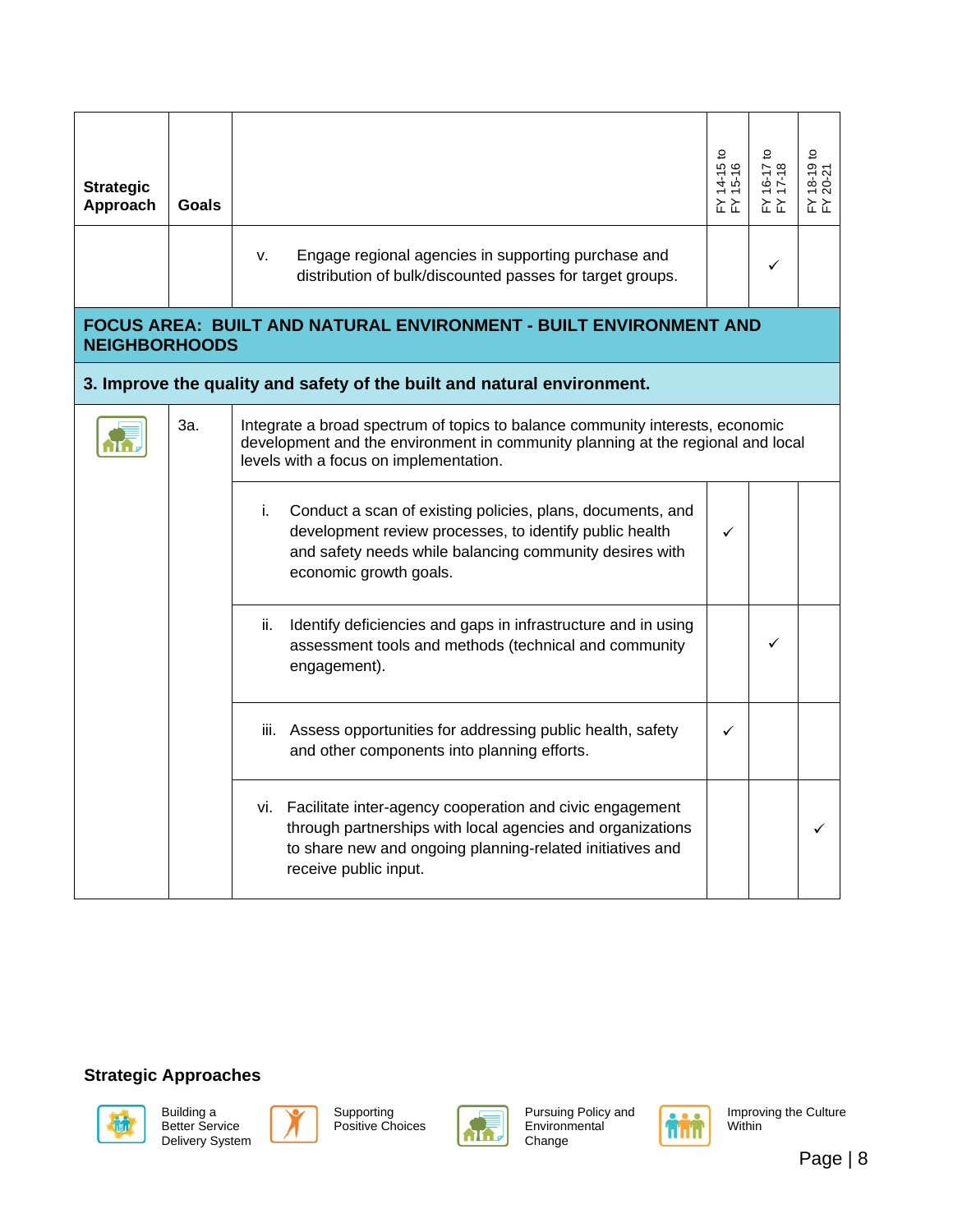| Strategic Approach | Goals | | FY 14-15 to FY 15-16 | FY 16-17 to FY 17-18 | FY 18-19 to FY 20-21 |
|---|---|---|---|---|---|
| | | v. Engage regional agencies in supporting purchase and distribution of bulk/discounted passes for target groups. | | ✓ | |
| **FOCUS AREA: BUILT AND NATURAL ENVIRONMENT - BUILT ENVIRONMENT AND NEIGHBORHOODS** | | | | | |
| **3. Improve the quality and safety of the built and natural environment.** | | | | | |
| Pursuing Policy and Environmental Change | 3a. | Integrate a broad spectrum of topics to balance community interests, economic development and the environment in community planning at the regional and local levels with a focus on implementation. | | | |
| | | i. Conduct a scan of existing policies, plans, documents, and development review processes, to identify public health and safety needs while balancing community desires with economic growth goals. | ✓ | | |
| | | ii. Identify deficiencies and gaps in infrastructure and in using assessment tools and methods (technical and community engagement). | | ✓ | |
| | | iii. Assess opportunities for addressing public health, safety and other components into planning efforts. | ✓ | | |
| | | vi. Facilitate inter-agency cooperation and civic engagement through partnerships with local agencies and organizations to share new and ongoing planning-related initiatives and receive public input. | | | ✓ |

**Strategic Approaches**

- Building a Better Service Delivery System
- Supporting Positive Choices
- Pursuing Policy and Environmental Change
- Improving the Culture Within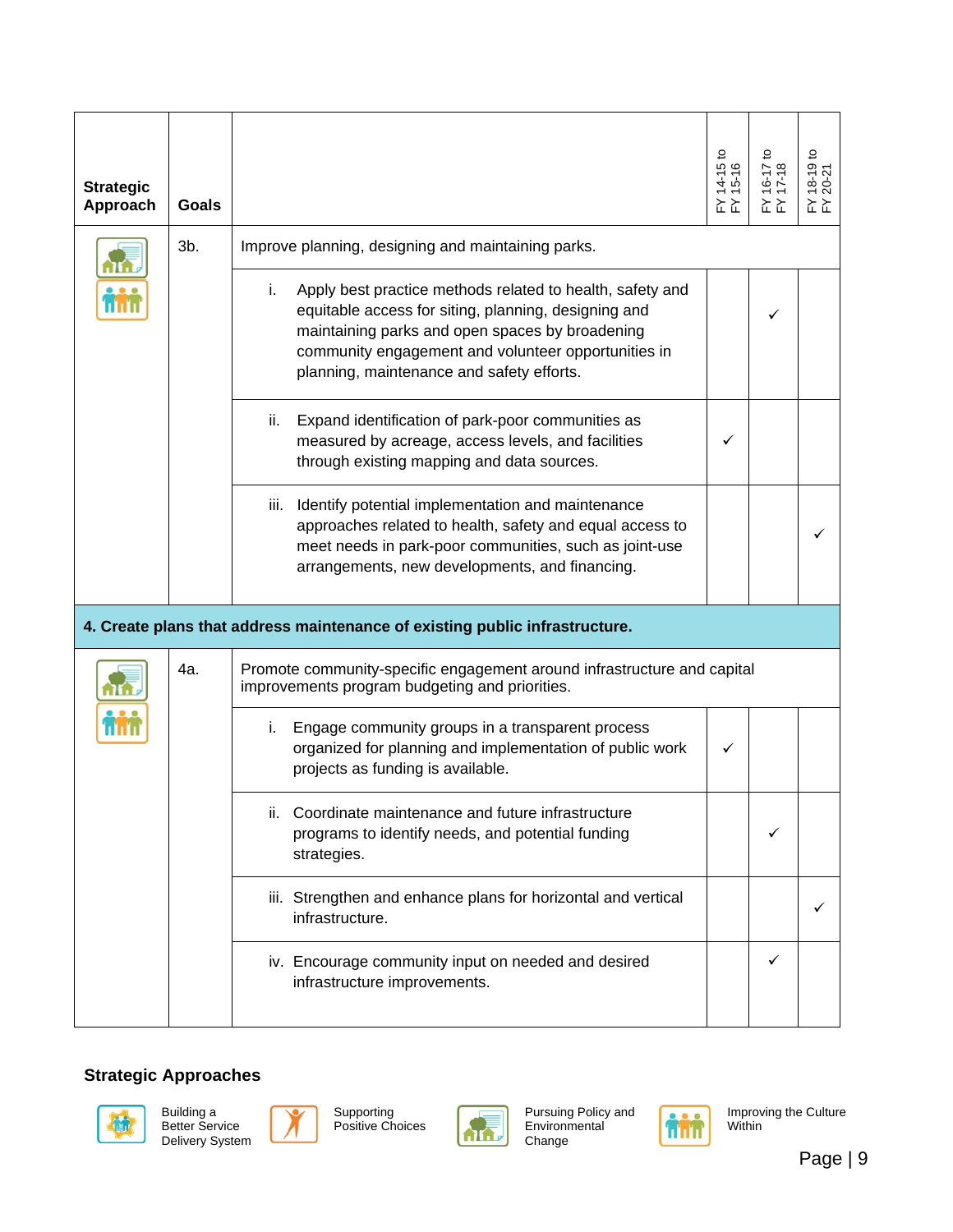| Strategic Approach | Goals | | FY 14-15 to FY 15-16 | FY 16-17 to FY 17-18 | FY 18-19 to FY 20-21 |
|---|---|---|---|---|---|
| | 3b. | Improve planning, designing and maintaining parks. | | | |
| | | i. Apply best practice methods related to health, safety and equitable access for siting, planning, designing and maintaining parks and open spaces by broadening community engagement and volunteer opportunities in planning, maintenance and safety efforts. | | ✓ | |
| | | ii. Expand identification of park-poor communities as measured by acreage, access levels, and facilities through existing mapping and data sources. | ✓ | | |
| | | iii. Identify potential implementation and maintenance approaches related to health, safety and equal access to meet needs in park-poor communities, such as joint-use arrangements, new developments, and financing. | | | ✓ |
| **4. Create plans that address maintenance of existing public infrastructure.** | | | | | |
| | 4a. | Promote community-specific engagement around infrastructure and capital improvements program budgeting and priorities. | | | |
| | | i. Engage community groups in a transparent process organized for planning and implementation of public work projects as funding is available. | ✓ | | |
| | | ii. Coordinate maintenance and future infrastructure programs to identify needs, and potential funding strategies. | | ✓ | |
| | | iii. Strengthen and enhance plans for horizontal and vertical infrastructure. | | | ✓ |
| | | iv. Encourage community input on needed and desired infrastructure improvements. | | ✓ | |

**Strategic Approaches**

- Building a Better Service Delivery System
- Supporting Positive Choices
- Pursuing Policy and Environmental Change
- Improving the Culture Within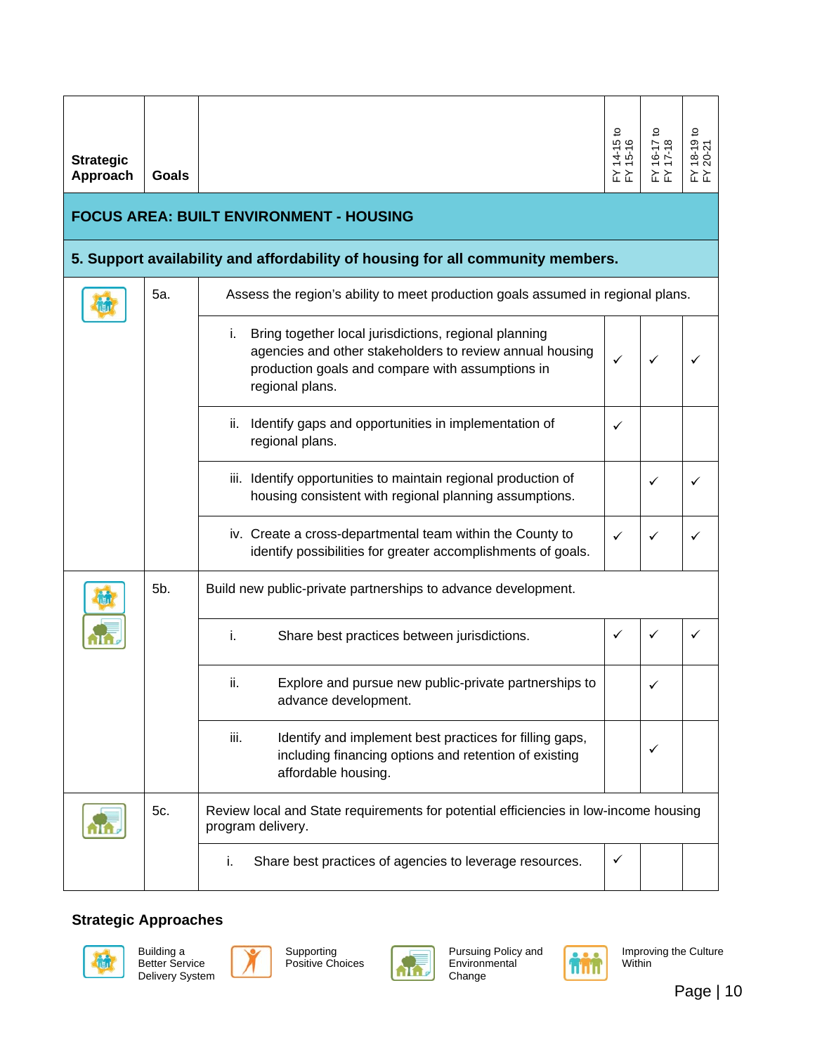| Strategic Approach | Goals | | FY 14-15 to FY 15-16 | FY 16-17 to FY 17-18 | FY 18-19 to FY 20-21 |
|---|---|---|---|---|---|
| **FOCUS AREA: BUILT ENVIRONMENT - HOUSING** | | | | | |
| **5. Support availability and affordability of housing for all community members.** | | | | | |
| Building a Better Service Delivery System | 5a. | Assess the region's ability to meet production goals assumed in regional plans. | | | |
| | | i. Bring together local jurisdictions, regional planning agencies and other stakeholders to review annual housing production goals and compare with assumptions in regional plans. | ✓ | ✓ | ✓ |
| | | ii. Identify gaps and opportunities in implementation of regional plans. | ✓ | | |
| | | iii. Identify opportunities to maintain regional production of housing consistent with regional planning assumptions. | | ✓ | ✓ |
| | | iv. Create a cross-departmental team within the County to identify possibilities for greater accomplishments of goals. | ✓ | ✓ | ✓ |
| Building a Better Service Delivery System; Pursuing Policy and Environmental Change | 5b. | Build new public-private partnerships to advance development. | | | |
| | | i. Share best practices between jurisdictions. | ✓ | ✓ | ✓ |
| | | ii. Explore and pursue new public-private partnerships to advance development. | | ✓ | |
| | | iii. Identify and implement best practices for filling gaps, including financing options and retention of existing affordable housing. | | ✓ | |
| Pursuing Policy and Environmental Change | 5c. | Review local and State requirements for potential efficiencies in low-income housing program delivery. | | | |
| | | i. Share best practices of agencies to leverage resources. | ✓ | | |

**Strategic Approaches**

- Building a Better Service Delivery System
- Supporting Positive Choices
- Pursuing Policy and Environmental Change
- Improving the Culture Within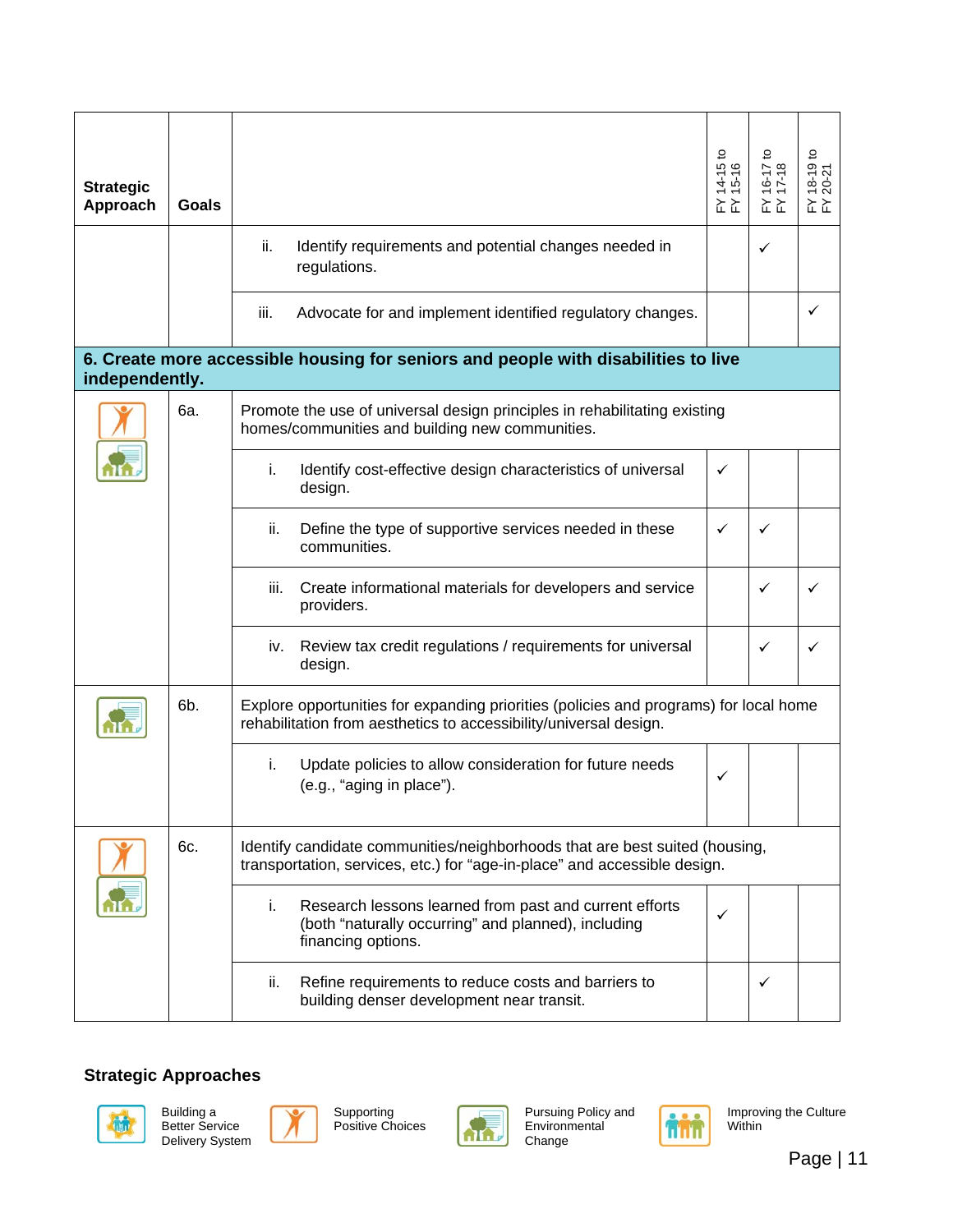| Strategic Approach | Goals | | FY 14-15 to FY 15-16 | FY 16-17 to FY 17-18 | FY 18-19 to FY 20-21 |
|---|---|---|---|---|---|
| | | ii. Identify requirements and potential changes needed in regulations. | | ✓ | |
| | | iii. Advocate for and implement identified regulatory changes. | | | ✓ |
| **6. Create more accessible housing for seniors and people with disabilities to live independently.** | | | | | |
| Supporting Positive Choices; Pursuing Policy and Environmental Change | 6a. | Promote the use of universal design principles in rehabilitating existing homes/communities and building new communities. | | | |
| | | i. Identify cost-effective design characteristics of universal design. | ✓ | | |
| | | ii. Define the type of supportive services needed in these communities. | ✓ | ✓ | |
| | | iii. Create informational materials for developers and service providers. | | ✓ | ✓ |
| | | iv. Review tax credit regulations / requirements for universal design. | | ✓ | ✓ |
| Pursuing Policy and Environmental Change | 6b. | Explore opportunities for expanding priorities (policies and programs) for local home rehabilitation from aesthetics to accessibility/universal design. | | | |
| | | i. Update policies to allow consideration for future needs (e.g., "aging in place"). | ✓ | | |
| Supporting Positive Choices; Pursuing Policy and Environmental Change | 6c. | Identify candidate communities/neighborhoods that are best suited (housing, transportation, services, etc.) for "age-in-place" and accessible design. | | | |
| | | i. Research lessons learned from past and current efforts (both "naturally occurring" and planned), including financing options. | ✓ | | |
| | | ii. Refine requirements to reduce costs and barriers to building denser development near transit. | | ✓ | |

**Strategic Approaches**

- Building a Better Service Delivery System
- Supporting Positive Choices
- Pursuing Policy and Environmental Change
- Improving the Culture Within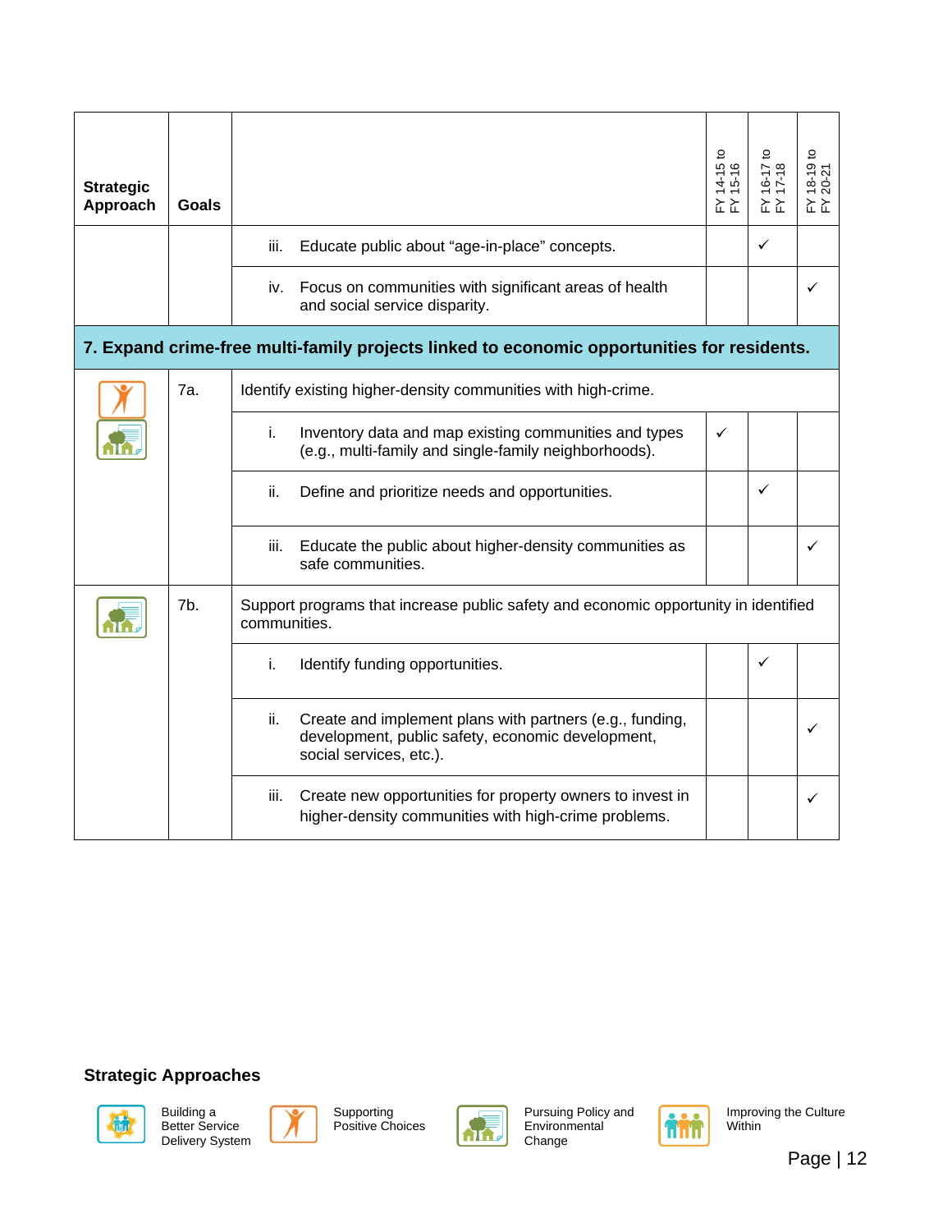| Strategic Approach | Goals | | FY 14-15 to FY 15-16 | FY 16-17 to FY 17-18 | FY 18-19 to FY 20-21 |
|---|---|---|---|---|---|
| | | iii. Educate public about “age-in-place” concepts. | | ✓ | |
| | | iv. Focus on communities with significant areas of health and social service disparity. | | | ✓ |
| **7. Expand crime-free multi-family projects linked to economic opportunities for residents.** | | | | | |
| Supporting Positive Choices; Pursuing Policy and Environmental Change | 7a. | Identify existing higher-density communities with high-crime. | | | |
| | | i. Inventory data and map existing communities and types (e.g., multi-family and single-family neighborhoods). | ✓ | | |
| | | ii. Define and prioritize needs and opportunities. | | ✓ | |
| | | iii. Educate the public about higher-density communities as safe communities. | | | ✓ |
| Pursuing Policy and Environmental Change | 7b. | Support programs that increase public safety and economic opportunity in identified communities. | | | |
| | | i. Identify funding opportunities. | | ✓ | |
| | | ii. Create and implement plans with partners (e.g., funding, development, public safety, economic development, social services, etc.). | | | ✓ |
| | | iii. Create new opportunities for property owners to invest in higher-density communities with high-crime problems. | | | ✓ |

**Strategic Approaches**

- Building a Better Service Delivery System
- Supporting Positive Choices
- Pursuing Policy and Environmental Change
- Improving the Culture Within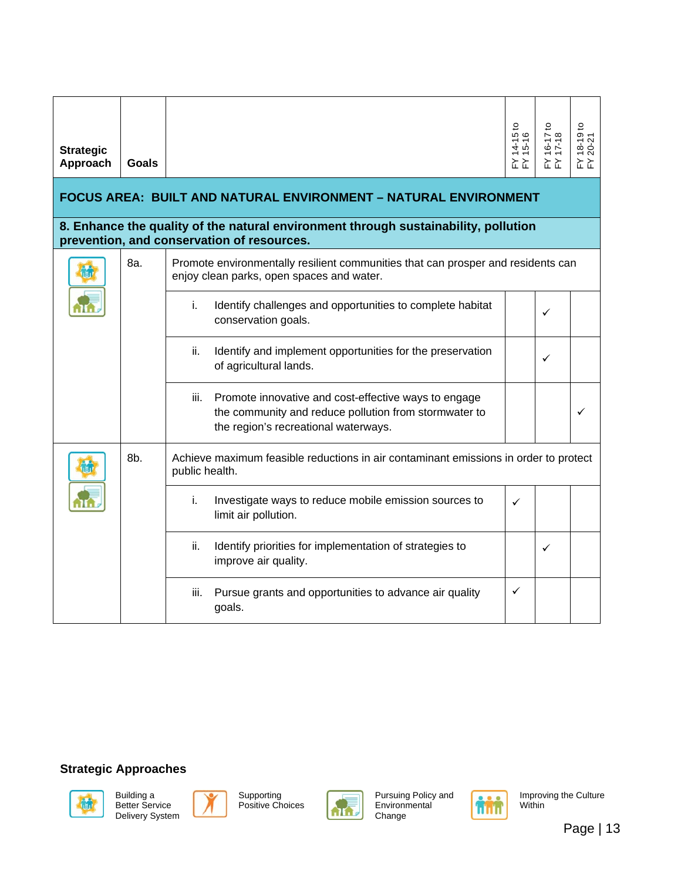| Strategic Approach | Goals | | FY 14-15 to FY 15-16 | FY 16-17 to FY 17-18 | FY 18-19 to FY 20-21 |
|---|---|---|---|---|---|
| **FOCUS AREA: BUILT AND NATURAL ENVIRONMENT – NATURAL ENVIRONMENT** | | | | | |
| **8. Enhance the quality of the natural environment through sustainability, pollution prevention, and conservation of resources.** | | | | | |
| | 8a. | Promote environmentally resilient communities that can prosper and residents can enjoy clean parks, open spaces and water. | | | |
| | | i. Identify challenges and opportunities to complete habitat conservation goals. | | ✓ | |
| | | ii. Identify and implement opportunities for the preservation of agricultural lands. | | ✓ | |
| | | iii. Promote innovative and cost-effective ways to engage the community and reduce pollution from stormwater to the region's recreational waterways. | | | ✓ |
| | 8b. | Achieve maximum feasible reductions in air contaminant emissions in order to protect public health. | | | |
| | | i. Investigate ways to reduce mobile emission sources to limit air pollution. | ✓ | | |
| | | ii. Identify priorities for implementation of strategies to improve air quality. | | ✓ | |
| | | iii. Pursue grants and opportunities to advance air quality goals. | ✓ | | |

**Strategic Approaches**

- Building a Better Service Delivery System
- Supporting Positive Choices
- Pursuing Policy and Environmental Change
- Improving the Culture Within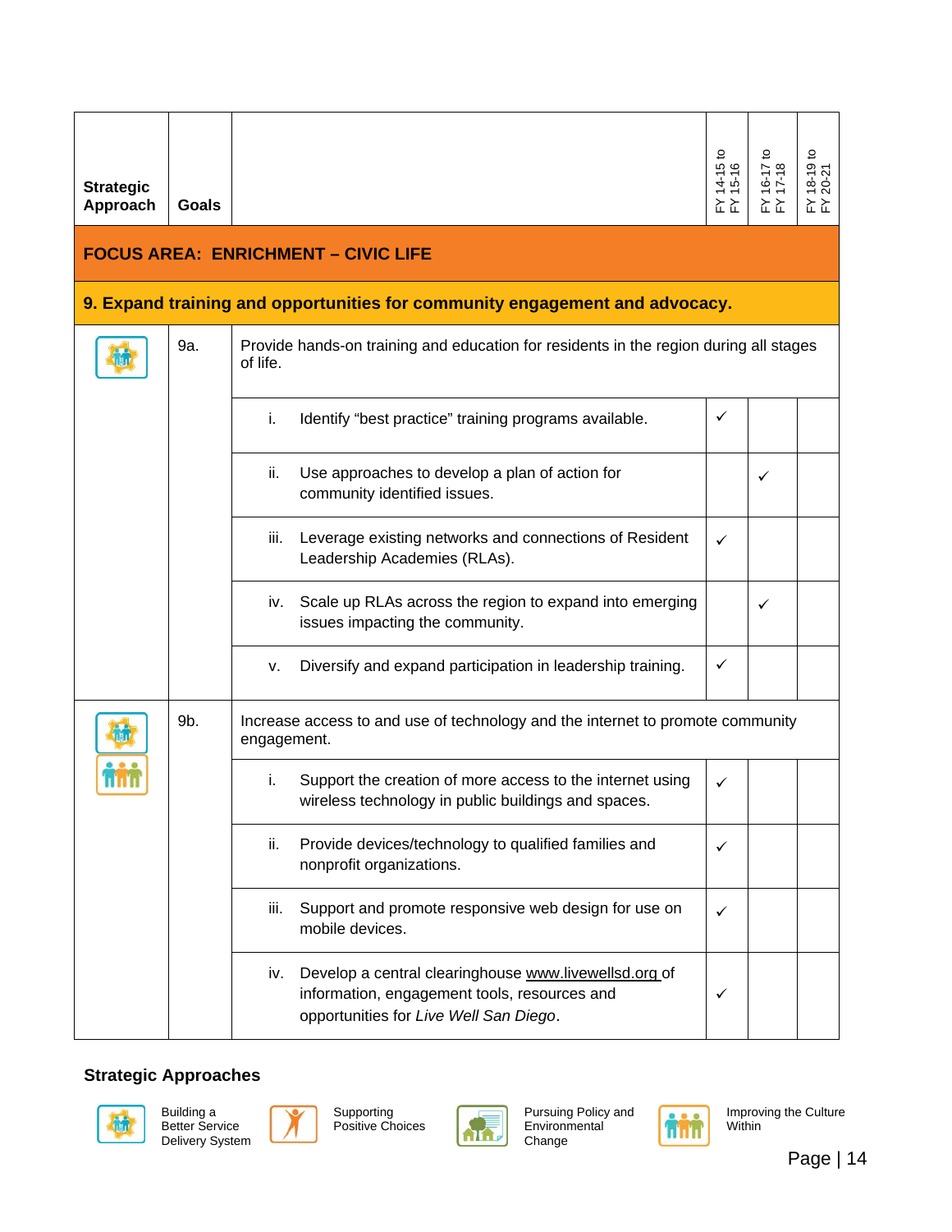| Strategic Approach | Goals | | FY 14-15 to FY 15-16 | FY 16-17 to FY 17-18 | FY 18-19 to FY 20-21 |
|---|---|---|---|---|---|
| **FOCUS AREA: ENRICHMENT – CIVIC LIFE** | | | | | |
| **9. Expand training and opportunities for community engagement and advocacy.** | | | | | |
| Building a Better Service Delivery System | 9a. | Provide hands-on training and education for residents in the region during all stages of life. | | | |
| | | i. Identify "best practice" training programs available. | ✓ | | |
| | | ii. Use approaches to develop a plan of action for community identified issues. | | ✓ | |
| | | iii. Leverage existing networks and connections of Resident Leadership Academies (RLAs). | ✓ | | |
| | | iv. Scale up RLAs across the region to expand into emerging issues impacting the community. | | ✓ | |
| | | v. Diversify and expand participation in leadership training. | ✓ | | |
| Building a Better Service Delivery System; Improving the Culture Within | 9b. | Increase access to and use of technology and the internet to promote community engagement. | | | |
| | | i. Support the creation of more access to the internet using wireless technology in public buildings and spaces. | ✓ | | |
| | | ii. Provide devices/technology to qualified families and nonprofit organizations. | ✓ | | |
| | | iii. Support and promote responsive web design for use on mobile devices. | ✓ | | |
| | | iv. Develop a central clearinghouse www.livewellsd.org of information, engagement tools, resources and opportunities for *Live Well San Diego*. | ✓ | | |

**Strategic Approaches**

- Building a Better Service Delivery System
- Supporting Positive Choices
- Pursuing Policy and Environmental Change
- Improving the Culture Within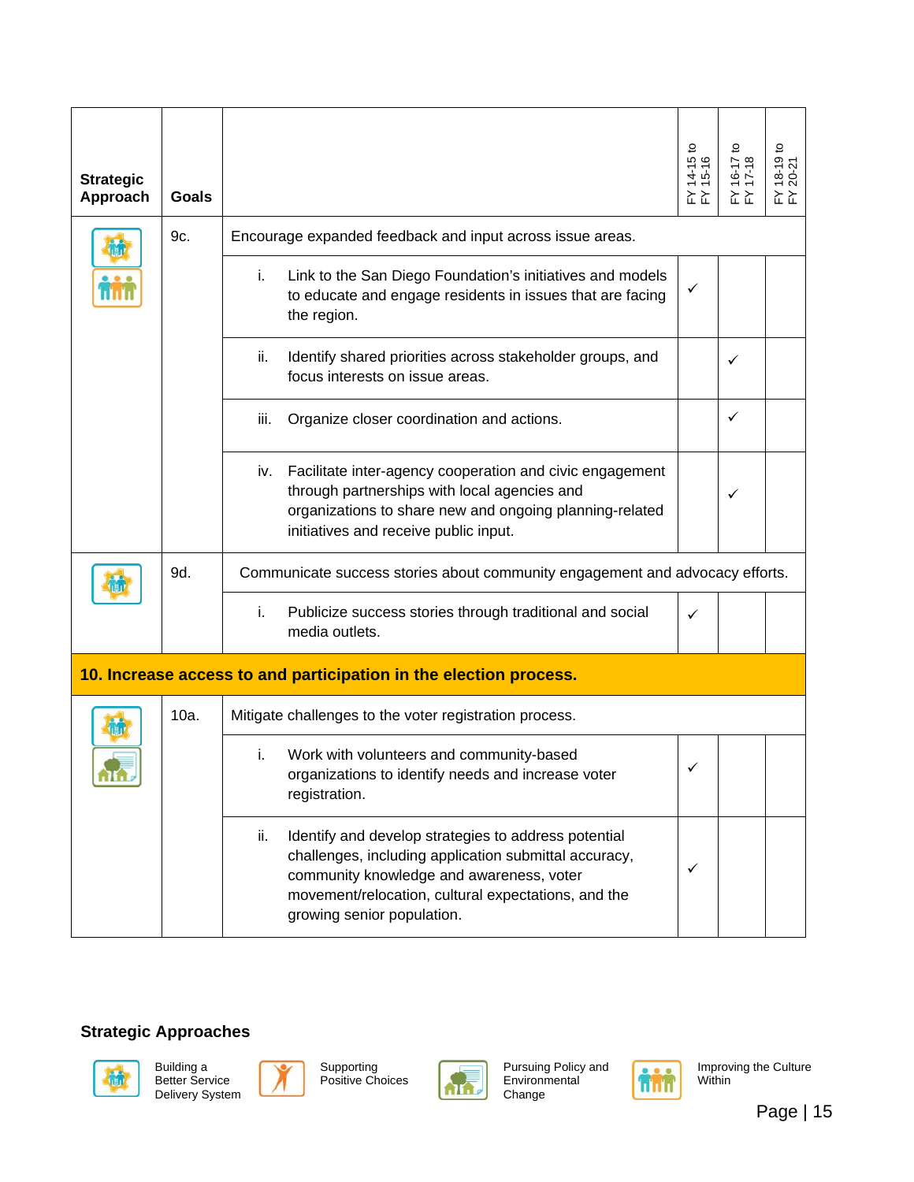| Strategic Approach | Goals | | FY 14-15 to FY 15-16 | FY 16-17 to FY 17-18 | FY 18-19 to FY 20-21 |
|---|---|---|---|---|---|
| Building a Better Service Delivery System; Improving the Culture Within | 9c. | Encourage expanded feedback and input across issue areas. | | | |
| | | i. Link to the San Diego Foundation's initiatives and models to educate and engage residents in issues that are facing the region. | ✓ | | |
| | | ii. Identify shared priorities across stakeholder groups, and focus interests on issue areas. | | ✓ | |
| | | iii. Organize closer coordination and actions. | | ✓ | |
| | | iv. Facilitate inter-agency cooperation and civic engagement through partnerships with local agencies and organizations to share new and ongoing planning-related initiatives and receive public input. | | ✓ | |
| Building a Better Service Delivery System | 9d. | Communicate success stories about community engagement and advocacy efforts. | | | |
| | | i. Publicize success stories through traditional and social media outlets. | ✓ | | |
| **10. Increase access to and participation in the election process.** | | | | | |
| Building a Better Service Delivery System; Pursuing Policy and Environmental Change | 10a. | Mitigate challenges to the voter registration process. | | | |
| | | i. Work with volunteers and community-based organizations to identify needs and increase voter registration. | ✓ | | |
| | | ii. Identify and develop strategies to address potential challenges, including application submittal accuracy, community knowledge and awareness, voter movement/relocation, cultural expectations, and the growing senior population. | ✓ | | |

**Strategic Approaches**

- Building a Better Service Delivery System
- Supporting Positive Choices
- Pursuing Policy and Environmental Change
- Improving the Culture Within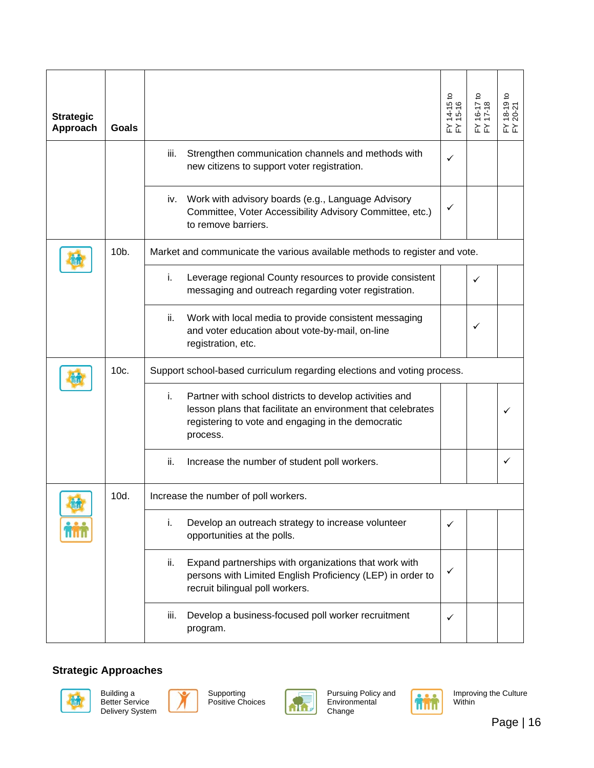| Strategic Approach | Goals | | FY 14-15 to FY 15-16 | FY 16-17 to FY 17-18 | FY 18-19 to FY 20-21 |
|---|---|---|---|---|---|
| | | iii. Strengthen communication channels and methods with new citizens to support voter registration. | ✓ | | |
| | | iv. Work with advisory boards (e.g., Language Advisory Committee, Voter Accessibility Advisory Committee, etc.) to remove barriers. | ✓ | | |
| Building a Better Service Delivery System | 10b. | Market and communicate the various available methods to register and vote. | | | |
| | | i. Leverage regional County resources to provide consistent messaging and outreach regarding voter registration. | | ✓ | |
| | | ii. Work with local media to provide consistent messaging and voter education about vote-by-mail, on-line registration, etc. | | ✓ | |
| Building a Better Service Delivery System | 10c. | Support school-based curriculum regarding elections and voting process. | | | |
| | | i. Partner with school districts to develop activities and lesson plans that facilitate an environment that celebrates registering to vote and engaging in the democratic process. | | | ✓ |
| | | ii. Increase the number of student poll workers. | | | ✓ |
| Building a Better Service Delivery System; Improving the Culture Within | 10d. | Increase the number of poll workers. | | | |
| | | i. Develop an outreach strategy to increase volunteer opportunities at the polls. | ✓ | | |
| | | ii. Expand partnerships with organizations that work with persons with Limited English Proficiency (LEP) in order to recruit bilingual poll workers. | ✓ | | |
| | | iii. Develop a business-focused poll worker recruitment program. | ✓ | | |

**Strategic Approaches**

- Building a Better Service Delivery System
- Supporting Positive Choices
- Pursuing Policy and Environmental Change
- Improving the Culture Within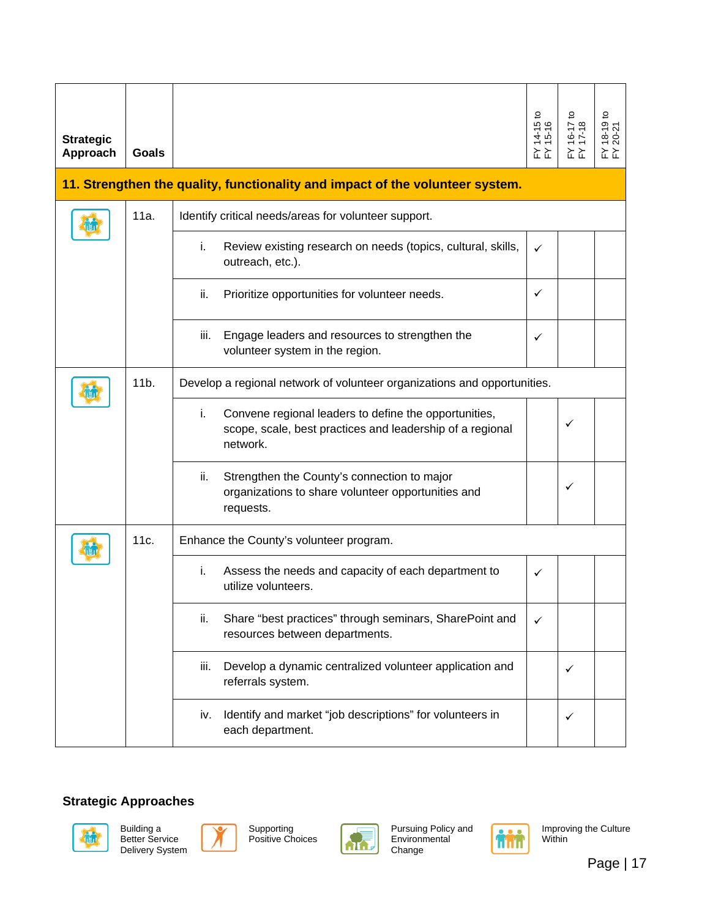| Strategic Approach | Goals | | FY 14-15 to FY 15-16 | FY 16-17 to FY 17-18 | FY 18-19 to FY 20-21 |
|---|---|---|---|---|---|
| **11. Strengthen the quality, functionality and impact of the volunteer system.** | | | | | |
| Building a Better Service Delivery System | 11a. | Identify critical needs/areas for volunteer support. | | | |
| | | i. Review existing research on needs (topics, cultural, skills, outreach, etc.). | ✓ | | |
| | | ii. Prioritize opportunities for volunteer needs. | ✓ | | |
| | | iii. Engage leaders and resources to strengthen the volunteer system in the region. | ✓ | | |
| Building a Better Service Delivery System | 11b. | Develop a regional network of volunteer organizations and opportunities. | | | |
| | | i. Convene regional leaders to define the opportunities, scope, scale, best practices and leadership of a regional network. | | ✓ | |
| | | ii. Strengthen the County's connection to major organizations to share volunteer opportunities and requests. | | ✓ | |
| Building a Better Service Delivery System | 11c. | Enhance the County's volunteer program. | | | |
| | | i. Assess the needs and capacity of each department to utilize volunteers. | ✓ | | |
| | | ii. Share "best practices" through seminars, SharePoint and resources between departments. | ✓ | | |
| | | iii. Develop a dynamic centralized volunteer application and referrals system. | | ✓ | |
| | | iv. Identify and market "job descriptions" for volunteers in each department. | | ✓ | |

**Strategic Approaches**

- Building a Better Service Delivery System
- Supporting Positive Choices
- Pursuing Policy and Environmental Change
- Improving the Culture Within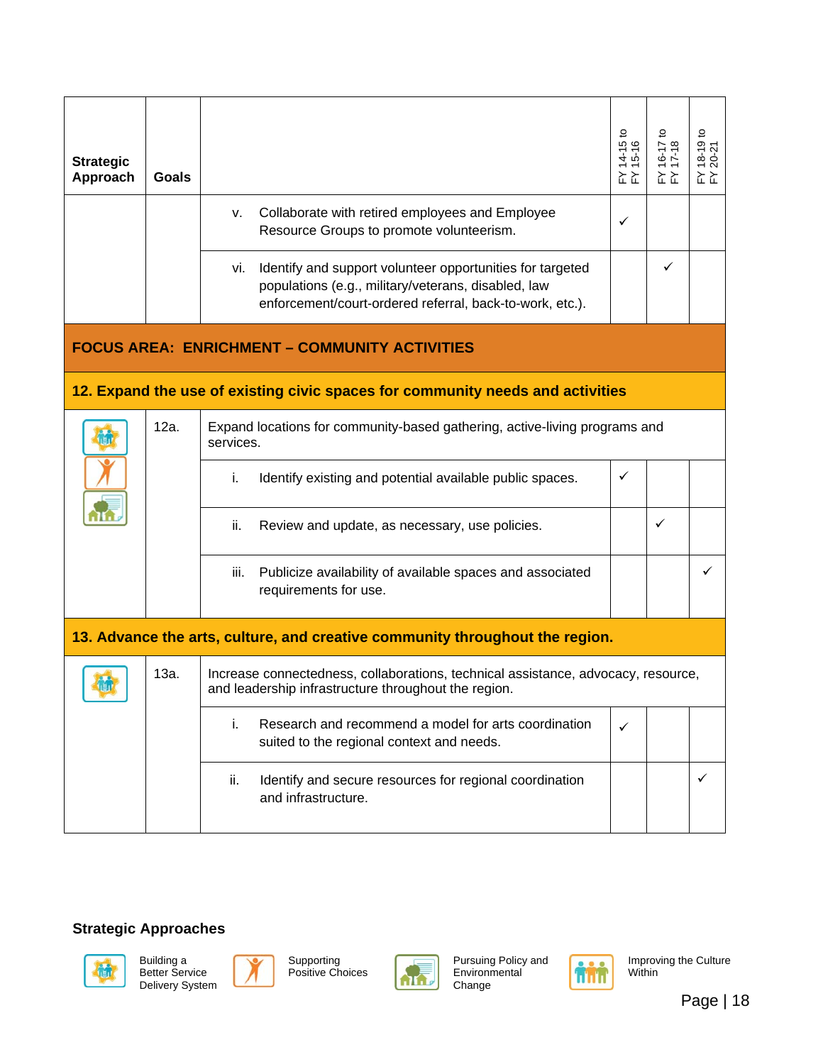| Strategic Approach | Goals | | FY 14-15 to FY 15-16 | FY 16-17 to FY 17-18 | FY 18-19 to FY 20-21 |
|---|---|---|---|---|---|
| | | v. Collaborate with retired employees and Employee Resource Groups to promote volunteerism. | ✓ | | |
| | | vi. Identify and support volunteer opportunities for targeted populations (e.g., military/veterans, disabled, law enforcement/court-ordered referral, back-to-work, etc.). | | ✓ | |
| **FOCUS AREA: ENRICHMENT – COMMUNITY ACTIVITIES** | | | | | |
| **12. Expand the use of existing civic spaces for community needs and activities** | | | | | |
| Building a Better Service Delivery System; Supporting Positive Choices; Pursuing Policy and Environmental Change | 12a. | Expand locations for community-based gathering, active-living programs and services. | | | |
| | | i. Identify existing and potential available public spaces. | ✓ | | |
| | | ii. Review and update, as necessary, use policies. | | ✓ | |
| | | iii. Publicize availability of available spaces and associated requirements for use. | | | ✓ |
| **13. Advance the arts, culture, and creative community throughout the region.** | | | | | |
| Building a Better Service Delivery System | 13a. | Increase connectedness, collaborations, technical assistance, advocacy, resource, and leadership infrastructure throughout the region. | | | |
| | | i. Research and recommend a model for arts coordination suited to the regional context and needs. | ✓ | | |
| | | ii. Identify and secure resources for regional coordination and infrastructure. | | | ✓ |

**Strategic Approaches**

- Building a Better Service Delivery System
- Supporting Positive Choices
- Pursuing Policy and Environmental Change
- Improving the Culture Within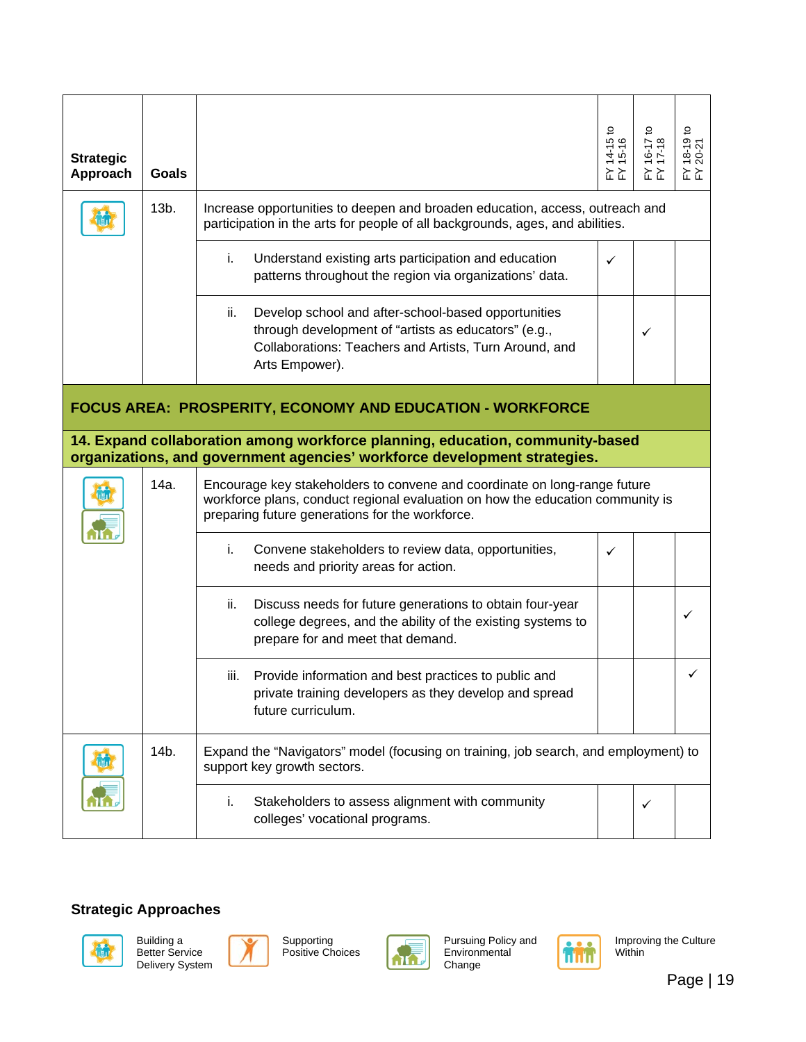| Strategic Approach | Goals | | FY 14-15 to FY 15-16 | FY 16-17 to FY 17-18 | FY 18-19 to FY 20-21 |
|---|---|---|---|---|---|
| | 13b. | Increase opportunities to deepen and broaden education, access, outreach and participation in the arts for people of all backgrounds, ages, and abilities. | | | |
| | | i. Understand existing arts participation and education patterns throughout the region via organizations' data. | ✓ | | |
| | | ii. Develop school and after-school-based opportunities through development of "artists as educators" (e.g., Collaborations: Teachers and Artists, Turn Around, and Arts Empower). | | ✓ | |
| **FOCUS AREA: PROSPERITY, ECONOMY AND EDUCATION - WORKFORCE** | | | | | |
| **14. Expand collaboration among workforce planning, education, community-based organizations, and government agencies' workforce development strategies.** | | | | | |
| | 14a. | Encourage key stakeholders to convene and coordinate on long-range future workforce plans, conduct regional evaluation on how the education community is preparing future generations for the workforce. | | | |
| | | i. Convene stakeholders to review data, opportunities, needs and priority areas for action. | ✓ | | |
| | | ii. Discuss needs for future generations to obtain four-year college degrees, and the ability of the existing systems to prepare for and meet that demand. | | | ✓ |
| | | iii. Provide information and best practices to public and private training developers as they develop and spread future curriculum. | | | ✓ |
| | 14b. | Expand the "Navigators" model (focusing on training, job search, and employment) to support key growth sectors. | | | |
| | | i. Stakeholders to assess alignment with community colleges' vocational programs. | | ✓ | |

**Strategic Approaches**

Building a Better Service Delivery System | Supporting Positive Choices | Pursuing Policy and Environmental Change | Improving the Culture Within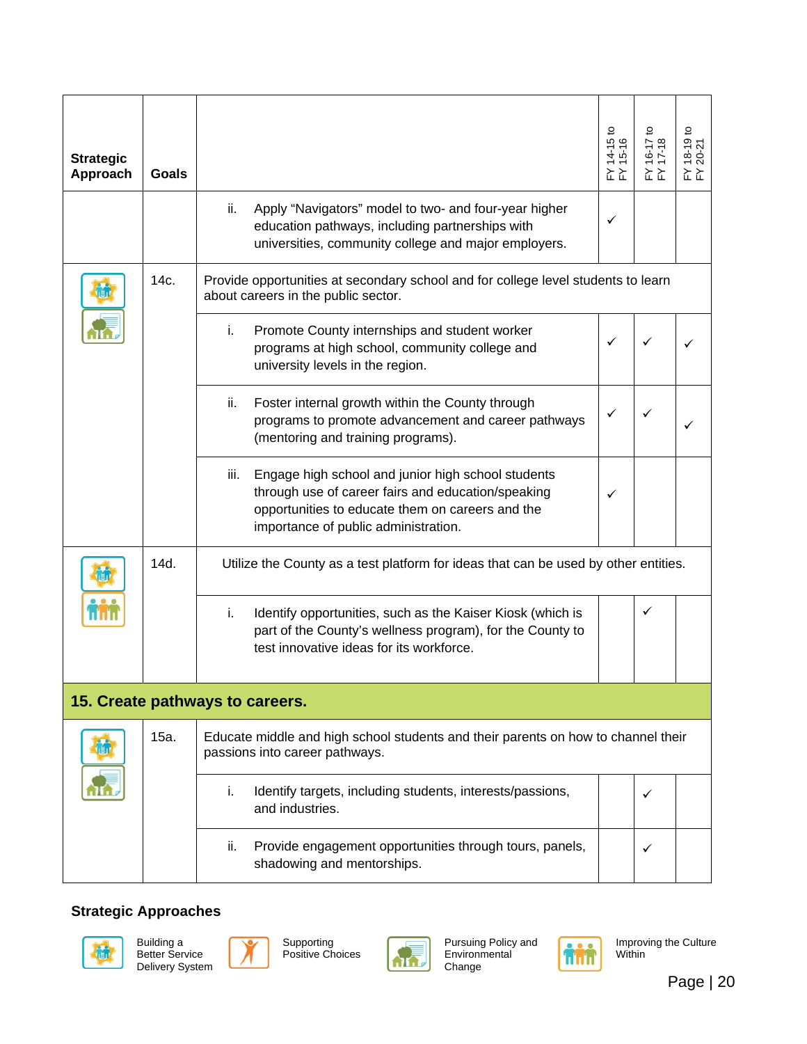| Strategic Approach | Goals | | FY 14-15 to FY 15-16 | FY 16-17 to FY 17-18 | FY 18-19 to FY 20-21 |
|---|---|---|---|---|---|
| | | ii. Apply "Navigators" model to two- and four-year higher education pathways, including partnerships with universities, community college and major employers. | ✓ | | |
| Building a Better Service Delivery System; Pursuing Policy and Environmental Change | 14c. | Provide opportunities at secondary school and for college level students to learn about careers in the public sector. | | | |
| | | i. Promote County internships and student worker programs at high school, community college and university levels in the region. | ✓ | ✓ | ✓ |
| | | ii. Foster internal growth within the County through programs to promote advancement and career pathways (mentoring and training programs). | ✓ | ✓ | ✓ |
| | | iii. Engage high school and junior high school students through use of career fairs and education/speaking opportunities to educate them on careers and the importance of public administration. | ✓ | | |
| Building a Better Service Delivery System; Improving the Culture Within | 14d. | Utilize the County as a test platform for ideas that can be used by other entities. | | | |
| | | i. Identify opportunities, such as the Kaiser Kiosk (which is part of the County's wellness program), for the County to test innovative ideas for its workforce. | | ✓ | |
| **15. Create pathways to careers.** | | | | | |
| Building a Better Service Delivery System; Pursuing Policy and Environmental Change | 15a. | Educate middle and high school students and their parents on how to channel their passions into career pathways. | | | |
| | | i. Identify targets, including students, interests/passions, and industries. | | ✓ | |
| | | ii. Provide engagement opportunities through tours, panels, shadowing and mentorships. | | ✓ | |

**Strategic Approaches**

Building a Better Service Delivery System

Supporting Positive Choices

Pursuing Policy and Environmental Change

Improving the Culture Within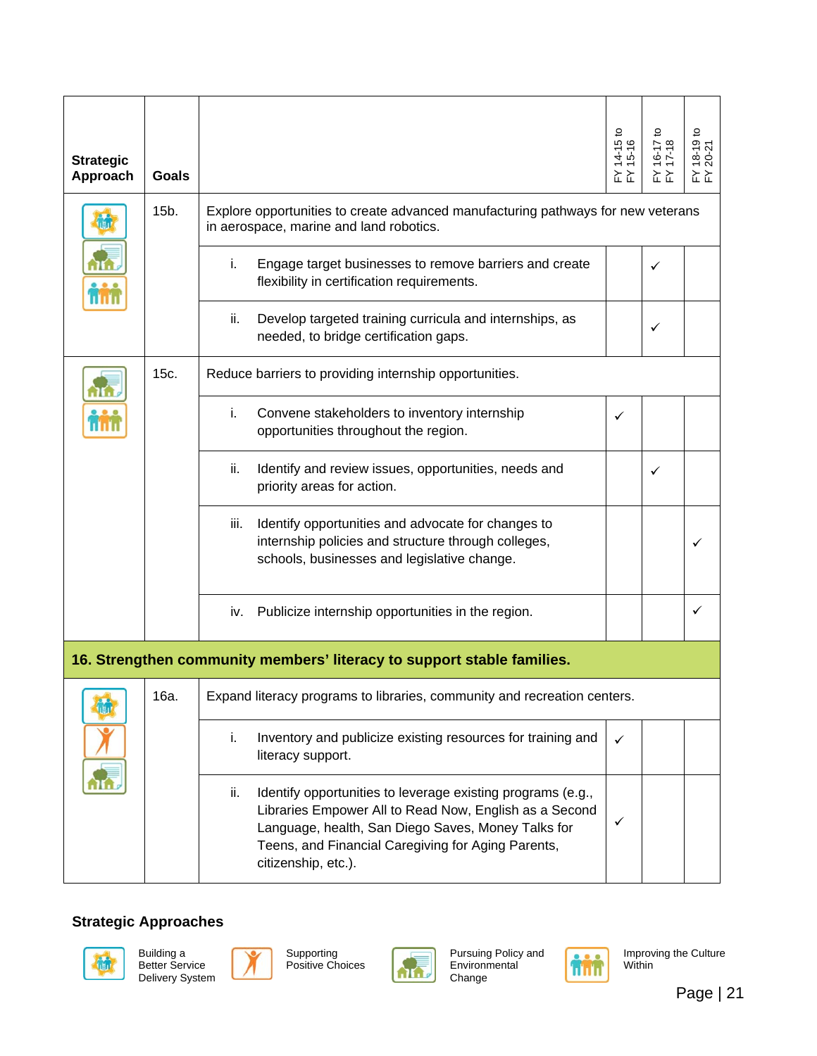| Strategic Approach | Goals | | FY 14-15 to FY 15-16 | FY 16-17 to FY 17-18 | FY 18-19 to FY 20-21 |
|---|---|---|---|---|---|
| Building a Better Service Delivery System; Pursuing Policy and Environmental Change; Improving the Culture Within | 15b. | Explore opportunities to create advanced manufacturing pathways for new veterans in aerospace, marine and land robotics. | | | |
| | | i. Engage target businesses to remove barriers and create flexibility in certification requirements. | | ✓ | |
| | | ii. Develop targeted training curricula and internships, as needed, to bridge certification gaps. | | ✓ | |
| Pursuing Policy and Environmental Change; Improving the Culture Within | 15c. | Reduce barriers to providing internship opportunities. | | | |
| | | i. Convene stakeholders to inventory internship opportunities throughout the region. | ✓ | | |
| | | ii. Identify and review issues, opportunities, needs and priority areas for action. | | ✓ | |
| | | iii. Identify opportunities and advocate for changes to internship policies and structure through colleges, schools, businesses and legislative change. | | | ✓ |
| | | iv. Publicize internship opportunities in the region. | | | ✓ |
| **16. Strengthen community members' literacy to support stable families.** | | | | | |
| Building a Better Service Delivery System; Supporting Positive Choices; Pursuing Policy and Environmental Change | 16a. | Expand literacy programs to libraries, community and recreation centers. | | | |
| | | i. Inventory and publicize existing resources for training and literacy support. | ✓ | | |
| | | ii. Identify opportunities to leverage existing programs (e.g., Libraries Empower All to Read Now, English as a Second Language, health, San Diego Saves, Money Talks for Teens, and Financial Caregiving for Aging Parents, citizenship, etc.). | ✓ | | |

**Strategic Approaches**

- Building a Better Service Delivery System
- Supporting Positive Choices
- Pursuing Policy and Environmental Change
- Improving the Culture Within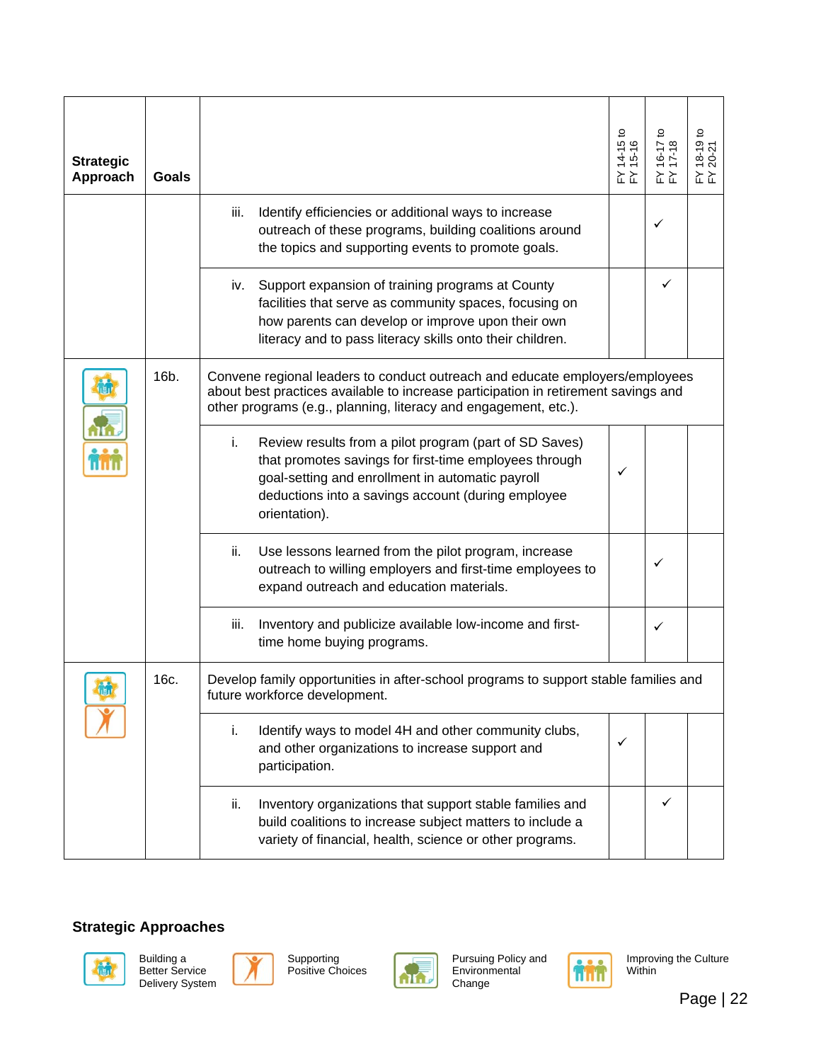| Strategic Approach | Goals | | FY 14-15 to FY 15-16 | FY 16-17 to FY 17-18 | FY 18-19 to FY 20-21 |
|---|---|---|---|---|---|
| | | iii. Identify efficiencies or additional ways to increase outreach of these programs, building coalitions around the topics and supporting events to promote goals. | | ✓ | |
| | | iv. Support expansion of training programs at County facilities that serve as community spaces, focusing on how parents can develop or improve upon their own literacy and to pass literacy skills onto their children. | | ✓ | |
| Building a Better Service Delivery System; Pursuing Policy and Environmental Change; Improving the Culture Within | 16b. | Convene regional leaders to conduct outreach and educate employers/employees about best practices available to increase participation in retirement savings and other programs (e.g., planning, literacy and engagement, etc.). | | | |
| | | i. Review results from a pilot program (part of SD Saves) that promotes savings for first-time employees through goal-setting and enrollment in automatic payroll deductions into a savings account (during employee orientation). | ✓ | | |
| | | ii. Use lessons learned from the pilot program, increase outreach to willing employers and first-time employees to expand outreach and education materials. | | ✓ | |
| | | iii. Inventory and publicize available low-income and first-time home buying programs. | | ✓ | |
| Building a Better Service Delivery System; Supporting Positive Choices | 16c. | Develop family opportunities in after-school programs to support stable families and future workforce development. | | | |
| | | i. Identify ways to model 4H and other community clubs, and other organizations to increase support and participation. | ✓ | | |
| | | ii. Inventory organizations that support stable families and build coalitions to increase subject matters to include a variety of financial, health, science or other programs. | | ✓ | |

**Strategic Approaches**

- Building a Better Service Delivery System
- Supporting Positive Choices
- Pursuing Policy and Environmental Change
- Improving the Culture Within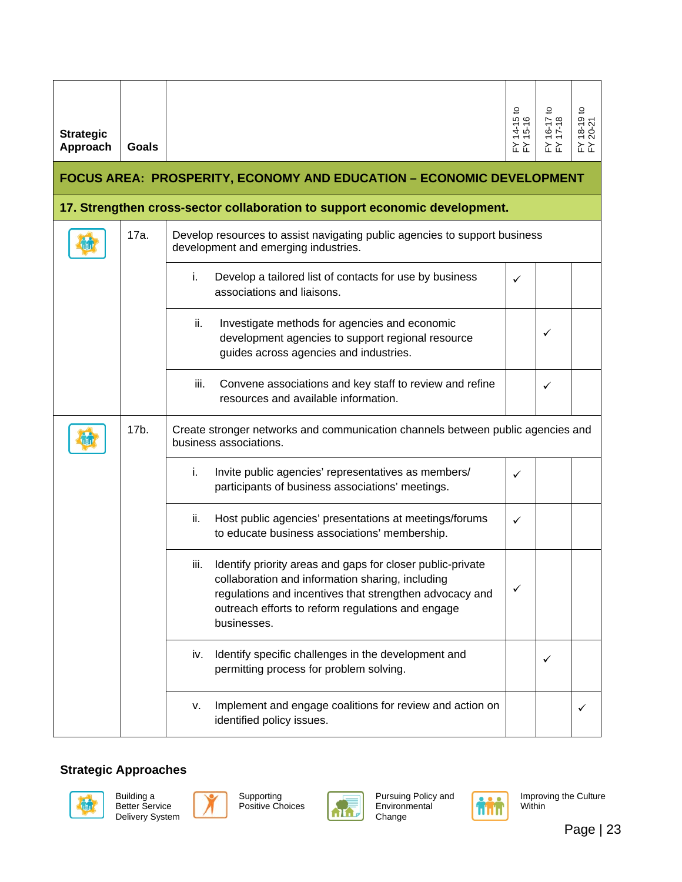| Strategic Approach | Goals | | FY 14-15 to FY 15-16 | FY 16-17 to FY 17-18 | FY 18-19 to FY 20-21 |
|---|---|---|---|---|---|
| **FOCUS AREA: PROSPERITY, ECONOMY AND EDUCATION – ECONOMIC DEVELOPMENT** | | | | | |
| **17. Strengthen cross-sector collaboration to support economic development.** | | | | | |
| | 17a. | Develop resources to assist navigating public agencies to support business development and emerging industries. | | | |
| | | i. Develop a tailored list of contacts for use by business associations and liaisons. | ✓ | | |
| | | ii. Investigate methods for agencies and economic development agencies to support regional resource guides across agencies and industries. | | ✓ | |
| | | iii. Convene associations and key staff to review and refine resources and available information. | | ✓ | |
| | 17b. | Create stronger networks and communication channels between public agencies and business associations. | | | |
| | | i. Invite public agencies' representatives as members/ participants of business associations' meetings. | ✓ | | |
| | | ii. Host public agencies' presentations at meetings/forums to educate business associations' membership. | ✓ | | |
| | | iii. Identify priority areas and gaps for closer public-private collaboration and information sharing, including regulations and incentives that strengthen advocacy and outreach efforts to reform regulations and engage businesses. | ✓ | | |
| | | iv. Identify specific challenges in the development and permitting process for problem solving. | | ✓ | |
| | | v. Implement and engage coalitions for review and action on identified policy issues. | | | ✓ |

**Strategic Approaches**

- Building a Better Service Delivery System
- Supporting Positive Choices
- Pursuing Policy and Environmental Change
- Improving the Culture Within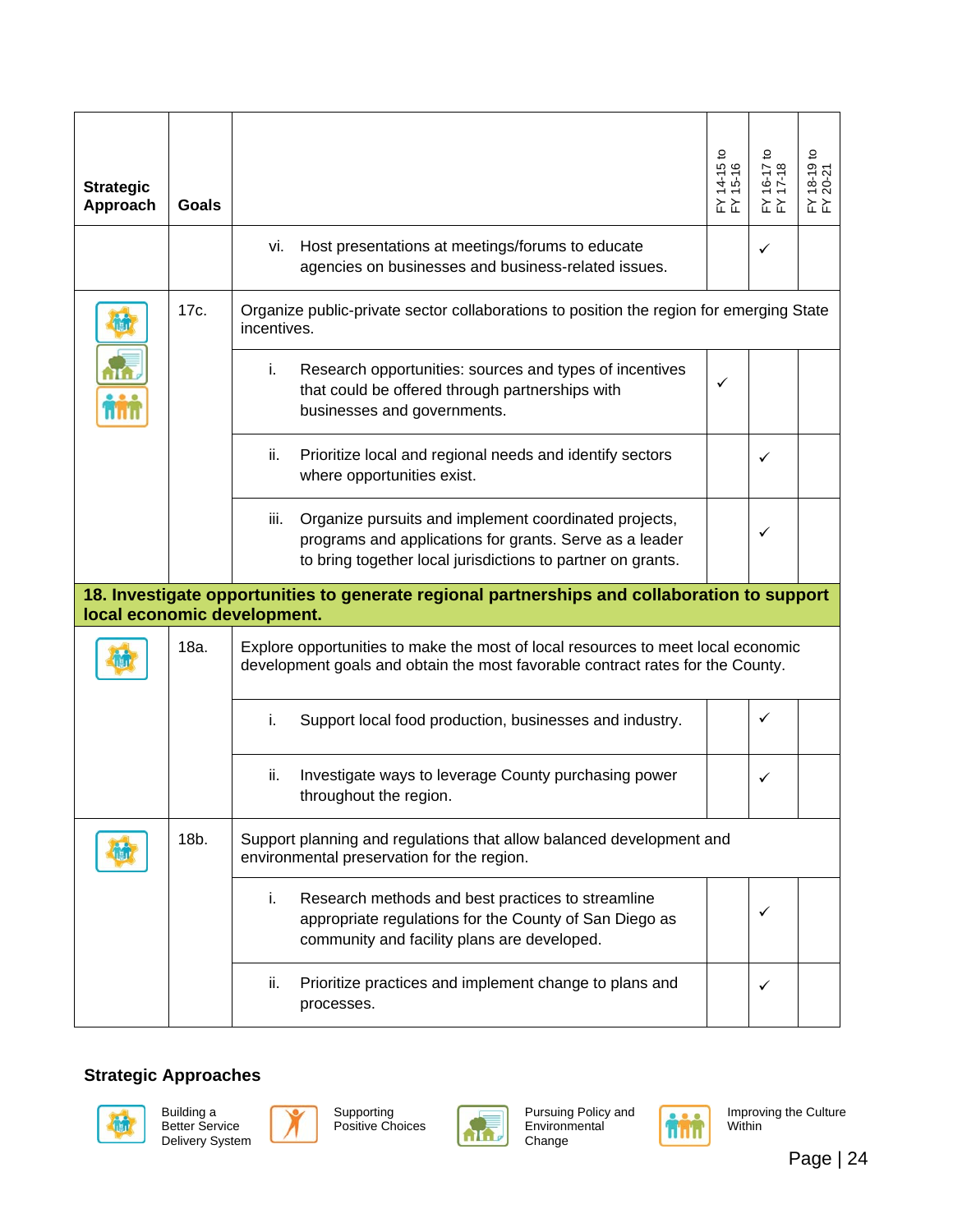| Strategic Approach | Goals | | FY 14-15 to FY 15-16 | FY 16-17 to FY 17-18 | FY 18-19 to FY 20-21 |
|---|---|---|---|---|---|
| | | vi. Host presentations at meetings/forums to educate agencies on businesses and business-related issues. | | ✓ | |
| Building a Better Service Delivery System; Pursuing Policy and Environmental Change; Improving the Culture Within | 17c. | Organize public-private sector collaborations to position the region for emerging State incentives. | | | |
| | | i. Research opportunities: sources and types of incentives that could be offered through partnerships with businesses and governments. | ✓ | | |
| | | ii. Prioritize local and regional needs and identify sectors where opportunities exist. | | ✓ | |
| | | iii. Organize pursuits and implement coordinated projects, programs and applications for grants. Serve as a leader to bring together local jurisdictions to partner on grants. | | ✓ | |
| **18. Investigate opportunities to generate regional partnerships and collaboration to support local economic development.** | | | | | |
| Building a Better Service Delivery System | 18a. | Explore opportunities to make the most of local resources to meet local economic development goals and obtain the most favorable contract rates for the County. | | | |
| | | i. Support local food production, businesses and industry. | | ✓ | |
| | | ii. Investigate ways to leverage County purchasing power throughout the region. | | ✓ | |
| Building a Better Service Delivery System | 18b. | Support planning and regulations that allow balanced development and environmental preservation for the region. | | | |
| | | i. Research methods and best practices to streamline appropriate regulations for the County of San Diego as community and facility plans are developed. | | ✓ | |
| | | ii. Prioritize practices and implement change to plans and processes. | | ✓ | |

**Strategic Approaches**

- Building a Better Service Delivery System
- Supporting Positive Choices
- Pursuing Policy and Environmental Change
- Improving the Culture Within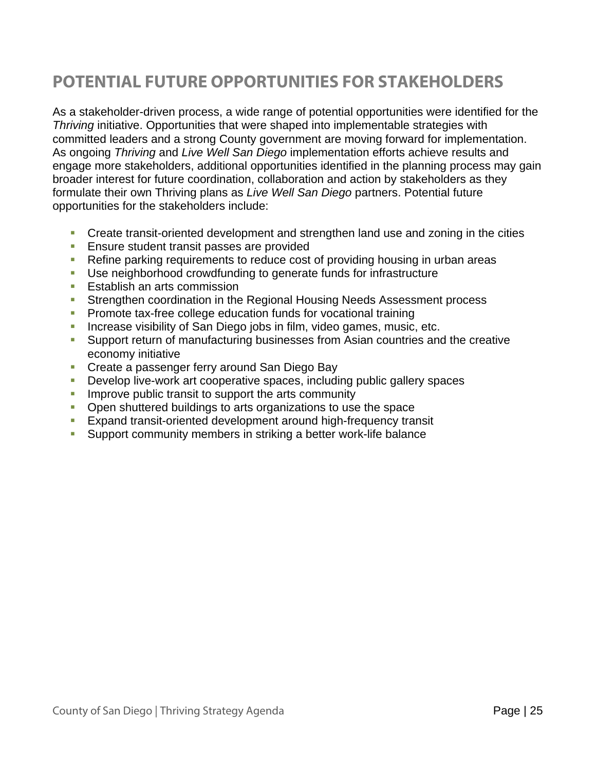## POTENTIAL FUTURE OPPORTUNITIES FOR STAKEHOLDERS

As a stakeholder-driven process, a wide range of potential opportunities were identified for the *Thriving* initiative. Opportunities that were shaped into implementable strategies with committed leaders and a strong County government are moving forward for implementation. As ongoing *Thriving* and *Live Well San Diego* implementation efforts achieve results and engage more stakeholders, additional opportunities identified in the planning process may gain broader interest for future coordination, collaboration and action by stakeholders as they formulate their own Thriving plans as *Live Well San Diego* partners. Potential future opportunities for the stakeholders include:

- Create transit-oriented development and strengthen land use and zoning in the cities
- Ensure student transit passes are provided
- Refine parking requirements to reduce cost of providing housing in urban areas
- Use neighborhood crowdfunding to generate funds for infrastructure
- Establish an arts commission
- Strengthen coordination in the Regional Housing Needs Assessment process
- Promote tax-free college education funds for vocational training
- Increase visibility of San Diego jobs in film, video games, music, etc.
- Support return of manufacturing businesses from Asian countries and the creative economy initiative
- Create a passenger ferry around San Diego Bay
- Develop live-work art cooperative spaces, including public gallery spaces
- Improve public transit to support the arts community
- Open shuttered buildings to arts organizations to use the space
- Expand transit-oriented development around high-frequency transit
- Support community members in striking a better work-life balance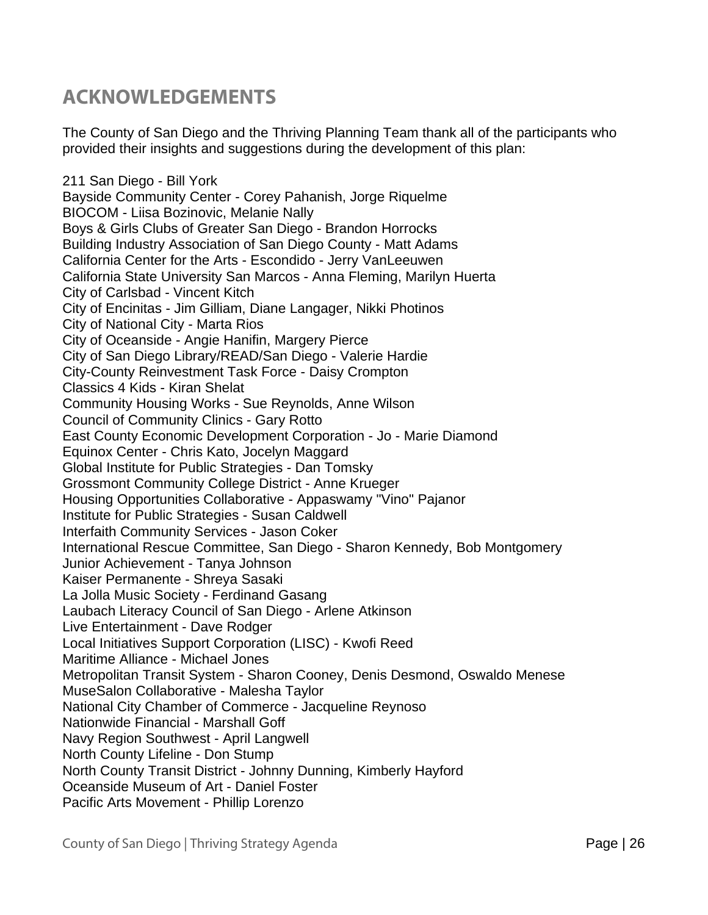## ACKNOWLEDGEMENTS

The County of San Diego and the Thriving Planning Team thank all of the participants who provided their insights and suggestions during the development of this plan:

211 San Diego - Bill York
Bayside Community Center - Corey Pahanish, Jorge Riquelme
BIOCOM - Liisa Bozinovic, Melanie Nally
Boys & Girls Clubs of Greater San Diego - Brandon Horrocks
Building Industry Association of San Diego County - Matt Adams
California Center for the Arts - Escondido - Jerry VanLeeuwen
California State University San Marcos - Anna Fleming, Marilyn Huerta
City of Carlsbad - Vincent Kitch
City of Encinitas - Jim Gilliam, Diane Langager, Nikki Photinos
City of National City - Marta Rios
City of Oceanside - Angie Hanifin, Margery Pierce
City of San Diego Library/READ/San Diego - Valerie Hardie
City-County Reinvestment Task Force - Daisy Crompton
Classics 4 Kids - Kiran Shelat
Community Housing Works - Sue Reynolds, Anne Wilson
Council of Community Clinics - Gary Rotto
East County Economic Development Corporation - Jo - Marie Diamond
Equinox Center - Chris Kato, Jocelyn Maggard
Global Institute for Public Strategies - Dan Tomsky
Grossmont Community College District - Anne Krueger
Housing Opportunities Collaborative - Appaswamy "Vino" Pajanor
Institute for Public Strategies - Susan Caldwell
Interfaith Community Services - Jason Coker
International Rescue Committee, San Diego - Sharon Kennedy, Bob Montgomery
Junior Achievement - Tanya Johnson
Kaiser Permanente - Shreya Sasaki
La Jolla Music Society - Ferdinand Gasang
Laubach Literacy Council of San Diego - Arlene Atkinson
Live Entertainment - Dave Rodger
Local Initiatives Support Corporation (LISC) - Kwofi Reed
Maritime Alliance - Michael Jones
Metropolitan Transit System - Sharon Cooney, Denis Desmond, Oswaldo Menese
MuseSalon Collaborative - Malesha Taylor
National City Chamber of Commerce - Jacqueline Reynoso
Nationwide Financial - Marshall Goff
Navy Region Southwest - April Langwell
North County Lifeline - Don Stump
North County Transit District - Johnny Dunning, Kimberly Hayford
Oceanside Museum of Art - Daniel Foster
Pacific Arts Movement - Phillip Lorenzo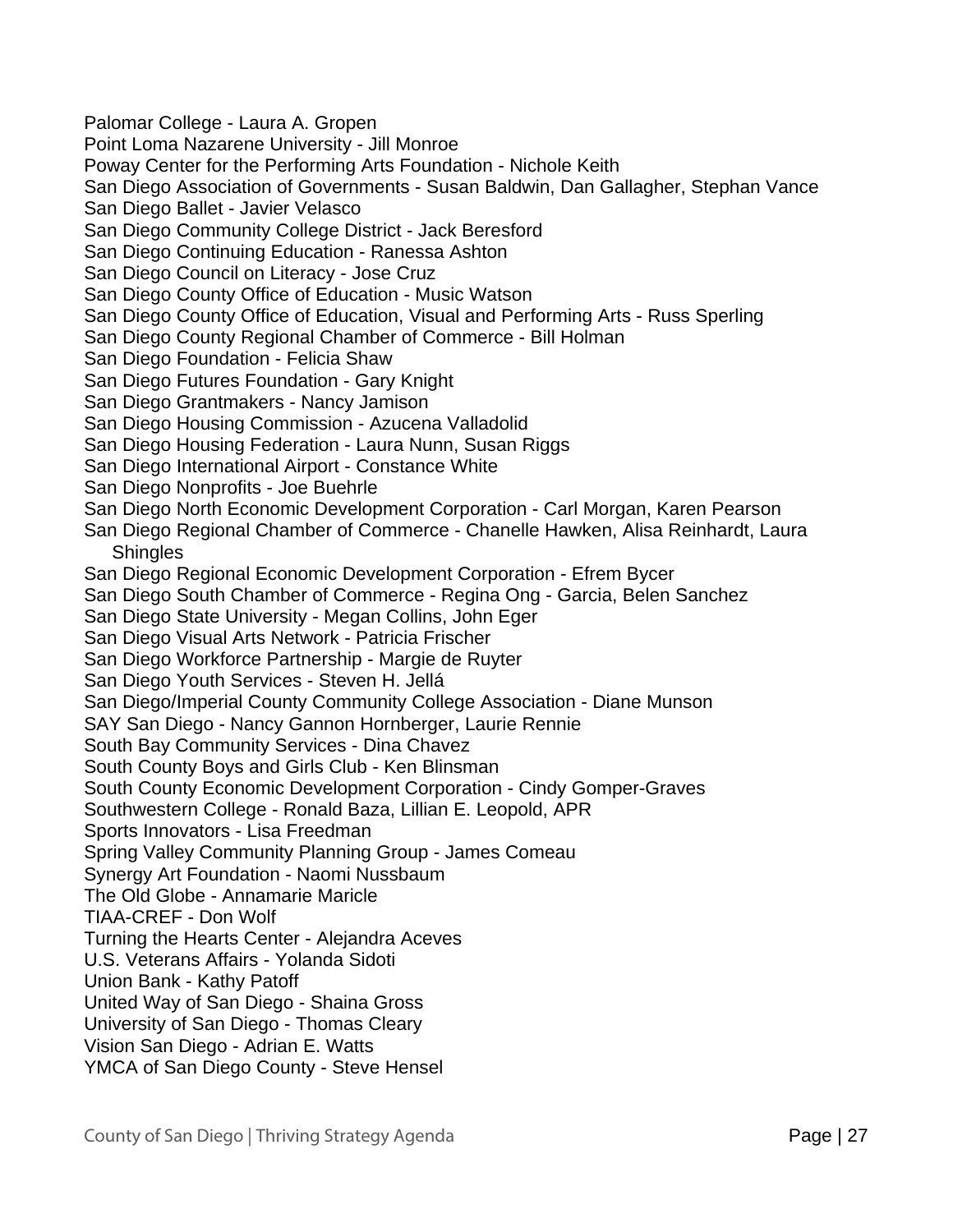Palomar College - Laura A. Gropen
Point Loma Nazarene University - Jill Monroe
Poway Center for the Performing Arts Foundation - Nichole Keith
San Diego Association of Governments - Susan Baldwin, Dan Gallagher, Stephan Vance
San Diego Ballet - Javier Velasco
San Diego Community College District - Jack Beresford
San Diego Continuing Education - Ranessa Ashton
San Diego Council on Literacy - Jose Cruz
San Diego County Office of Education - Music Watson
San Diego County Office of Education, Visual and Performing Arts - Russ Sperling
San Diego County Regional Chamber of Commerce - Bill Holman
San Diego Foundation - Felicia Shaw
San Diego Futures Foundation - Gary Knight
San Diego Grantmakers - Nancy Jamison
San Diego Housing Commission - Azucena Valladolid
San Diego Housing Federation - Laura Nunn, Susan Riggs
San Diego International Airport - Constance White
San Diego Nonprofits - Joe Buehrle
San Diego North Economic Development Corporation - Carl Morgan, Karen Pearson
San Diego Regional Chamber of Commerce - Chanelle Hawken, Alisa Reinhardt, Laura Shingles
San Diego Regional Economic Development Corporation - Efrem Bycer
San Diego South Chamber of Commerce - Regina Ong - Garcia, Belen Sanchez
San Diego State University - Megan Collins, John Eger
San Diego Visual Arts Network - Patricia Frischer
San Diego Workforce Partnership - Margie de Ruyter
San Diego Youth Services - Steven H. Jellá
San Diego/Imperial County Community College Association - Diane Munson
SAY San Diego - Nancy Gannon Hornberger, Laurie Rennie
South Bay Community Services - Dina Chavez
South County Boys and Girls Club - Ken Blinsman
South County Economic Development Corporation - Cindy Gomper-Graves
Southwestern College - Ronald Baza, Lillian E. Leopold, APR
Sports Innovators - Lisa Freedman
Spring Valley Community Planning Group - James Comeau
Synergy Art Foundation - Naomi Nussbaum
The Old Globe - Annamarie Maricle
TIAA-CREF - Don Wolf
Turning the Hearts Center - Alejandra Aceves
U.S. Veterans Affairs - Yolanda Sidoti
Union Bank - Kathy Patoff
United Way of San Diego - Shaina Gross
University of San Diego - Thomas Cleary
Vision San Diego - Adrian E. Watts
YMCA of San Diego County - Steve Hensel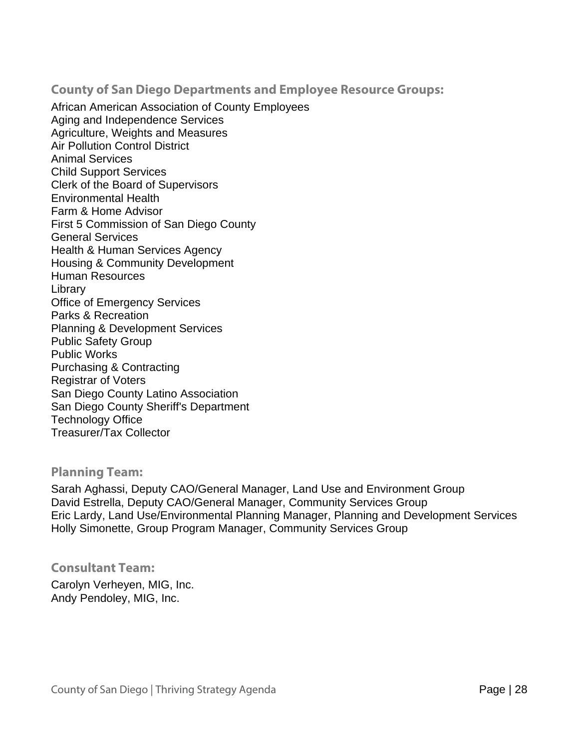### County of San Diego Departments and Employee Resource Groups:

African American Association of County Employees
Aging and Independence Services
Agriculture, Weights and Measures
Air Pollution Control District
Animal Services
Child Support Services
Clerk of the Board of Supervisors
Environmental Health
Farm & Home Advisor
First 5 Commission of San Diego County
General Services
Health & Human Services Agency
Housing & Community Development
Human Resources
Library
Office of Emergency Services
Parks & Recreation
Planning & Development Services
Public Safety Group
Public Works
Purchasing & Contracting
Registrar of Voters
San Diego County Latino Association
San Diego County Sheriff's Department
Technology Office
Treasurer/Tax Collector

### Planning Team:

Sarah Aghassi, Deputy CAO/General Manager, Land Use and Environment Group
David Estrella, Deputy CAO/General Manager, Community Services Group
Eric Lardy, Land Use/Environmental Planning Manager, Planning and Development Services
Holly Simonette, Group Program Manager, Community Services Group

### Consultant Team:

Carolyn Verheyen, MIG, Inc.
Andy Pendoley, MIG, Inc.